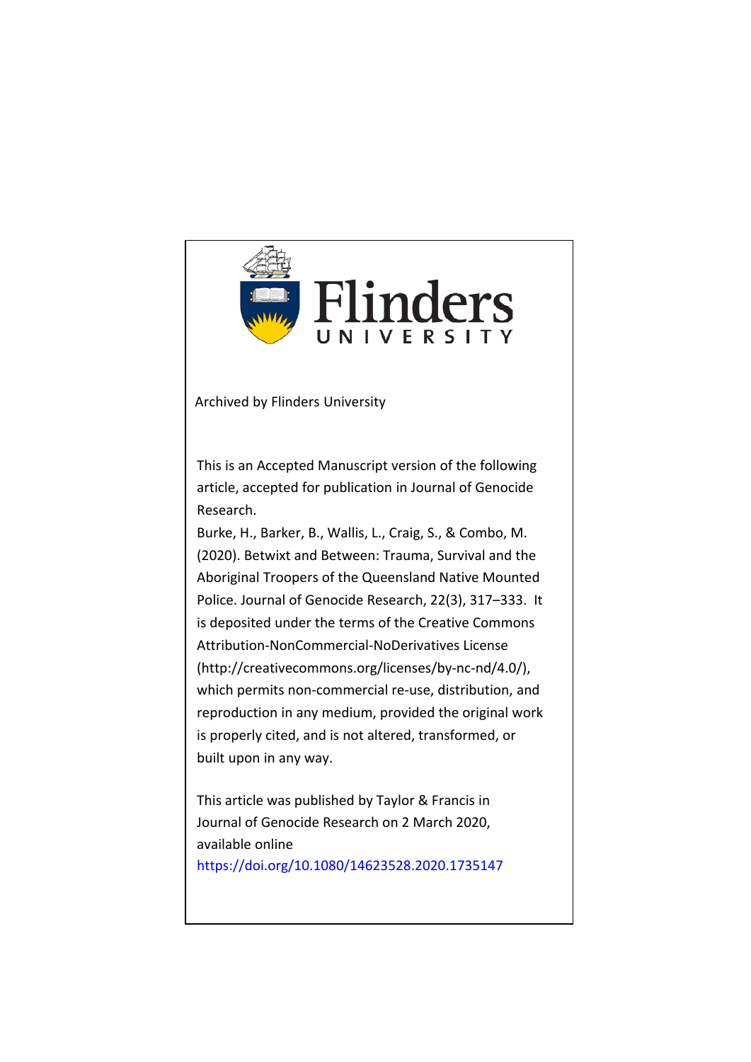Archived by Flinders University

This is an Accepted Manuscript version of the following article, accepted for publication in Journal of Genocide Research.

Burke, H., Barker, B., Wallis, L., Craig, S., & Combo, M. (2020). Betwixt and Between: Trauma, Survival and the Aboriginal Troopers of the Queensland Native Mounted Police. Journal of Genocide Research, 22(3), 317–333. It is deposited under the terms of the Creative Commons Attribution-NonCommercial-NoDerivatives License (http://creativecommons.org/licenses/by-nc-nd/4.0/), which permits non-commercial re-use, distribution, and reproduction in any medium, provided the original work is properly cited, and is not altered, transformed, or built upon in any way.

This article was published by Taylor & Francis in Journal of Genocide Research on 2 March 2020, available online https://doi.org/10.1080/14623528.2020.1735147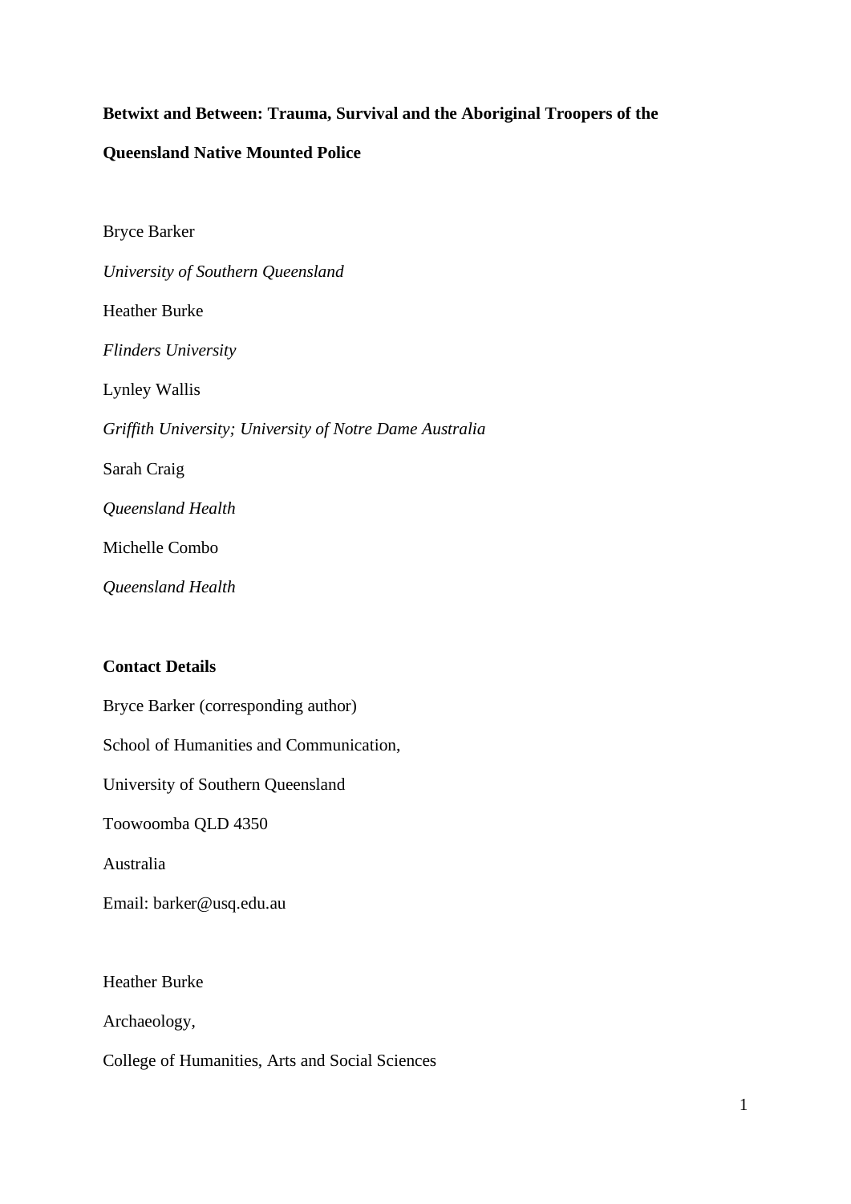**Betwixt and Between: Trauma, Survival and the Aboriginal Troopers of the Queensland Native Mounted Police**

Bryce Barker

*University of Southern Queensland*

Heather Burke

*Flinders University*

Lynley Wallis

*Griffith University; University of Notre Dame Australia*

Sarah Craig

*Queensland Health*

Michelle Combo

*Queensland Health*

**Contact Details**

Bryce Barker (corresponding author)

School of Humanities and Communication,

University of Southern Queensland

Toowoomba QLD 4350

Australia

Email: barker@usq.edu.au

Heather Burke

Archaeology,

College of Humanities, Arts and Social Sciences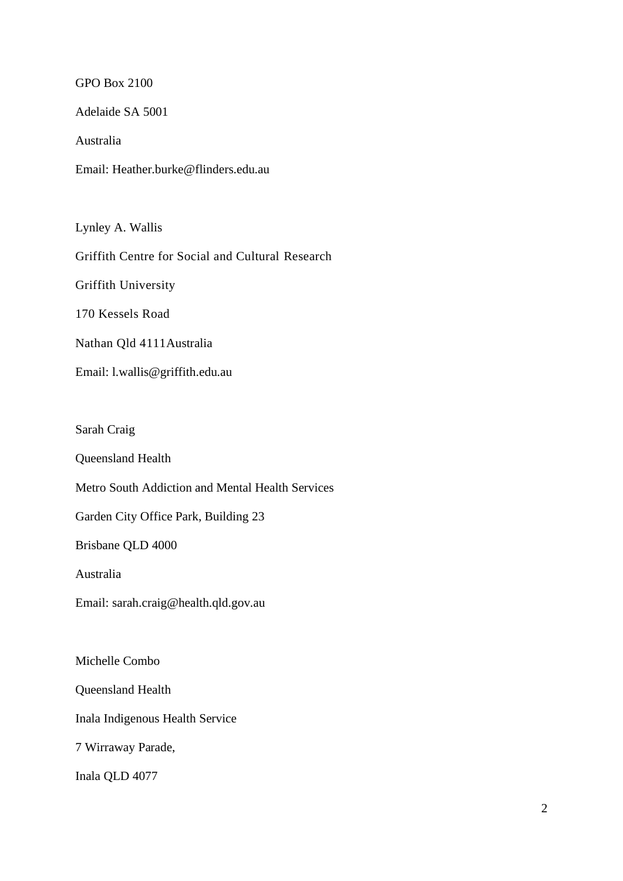GPO Box 2100

Adelaide SA 5001

Australia

Email: Heather.burke@flinders.edu.au

Lynley A. Wallis

Griffith Centre for Social and Cultural Research

Griffith University

170 Kessels Road

Nathan Qld 4111Australia

Email: l.wallis@griffith.edu.au

Sarah Craig

Queensland Health

Metro South Addiction and Mental Health Services

Garden City Office Park, Building 23

Brisbane QLD 4000

Australia

Email: sarah.craig@health.qld.gov.au

Michelle Combo

Queensland Health

Inala Indigenous Health Service

7 Wirraway Parade,

Inala QLD 4077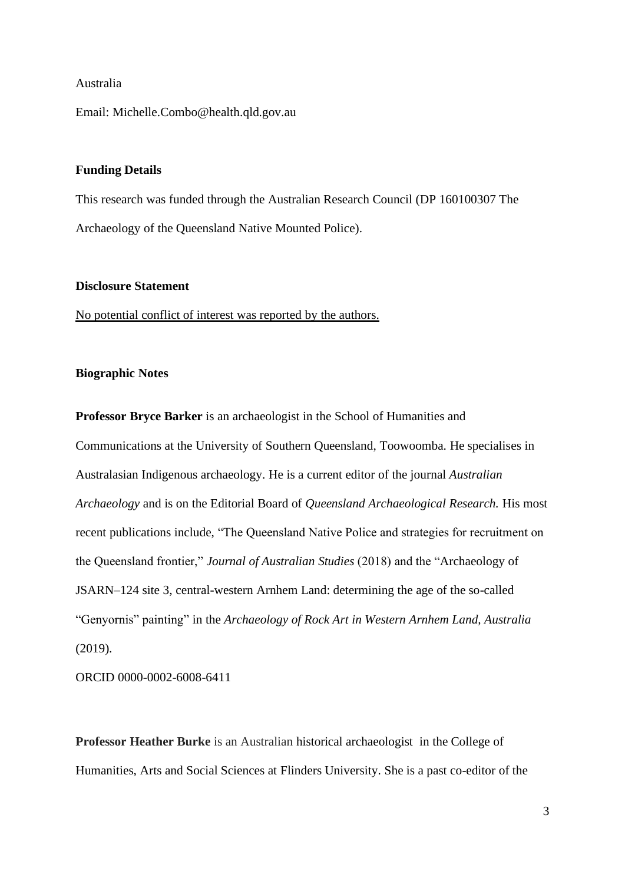Australia

Email: Michelle.Combo@health.qld.gov.au

**Funding Details**

This research was funded through the Australian Research Council (DP 160100307 The Archaeology of the Queensland Native Mounted Police).

**Disclosure Statement**

No potential conflict of interest was reported by the authors.

**Biographic Notes**

**Professor Bryce Barker** is an archaeologist in the School of Humanities and Communications at the University of Southern Queensland, Toowoomba. He specialises in Australasian Indigenous archaeology. He is a current editor of the journal *Australian Archaeology* and is on the Editorial Board of *Queensland Archaeological Research.* His most recent publications include, "The Queensland Native Police and strategies for recruitment on the Queensland frontier," *Journal of Australian Studies* (2018) and the "Archaeology of JSARN–124 site 3, central-western Arnhem Land: determining the age of the so-called "Genyornis" painting" in the *Archaeology of Rock Art in Western Arnhem Land, Australia* (2019).

ORCID 0000-0002-6008-6411

**Professor Heather Burke** is an Australian historical archaeologist in the College of Humanities, Arts and Social Sciences at Flinders University. She is a past co-editor of the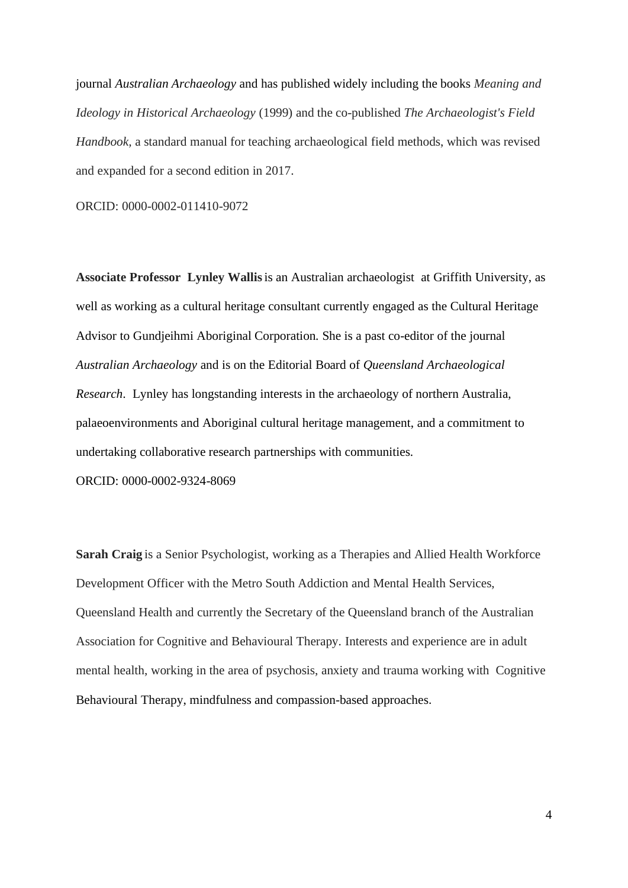journal *Australian Archaeology* and has published widely including the books *Meaning and Ideology in Historical Archaeology* (1999) and the co-published *The Archaeologist's Field Handbook*, a standard manual for teaching archaeological field methods, which was revised and expanded for a second edition in 2017.

ORCID: 0000-0002-011410-9072

**Associate Professor Lynley Wallis** is an Australian archaeologist at Griffith University, as well as working as a cultural heritage consultant currently engaged as the Cultural Heritage Advisor to Gundjeihmi Aboriginal Corporation. She is a past co-editor of the journal *Australian Archaeology* and is on the Editorial Board of *Queensland Archaeological Research*. Lynley has longstanding interests in the archaeology of northern Australia, palaeoenvironments and Aboriginal cultural heritage management, and a commitment to undertaking collaborative research partnerships with communities.

ORCID: 0000-0002-9324-8069

**Sarah Craig** is a Senior Psychologist, working as a Therapies and Allied Health Workforce Development Officer with the Metro South Addiction and Mental Health Services, Queensland Health and currently the Secretary of the Queensland branch of the Australian Association for Cognitive and Behavioural Therapy. Interests and experience are in adult mental health, working in the area of psychosis, anxiety and trauma working with Cognitive Behavioural Therapy, mindfulness and compassion-based approaches.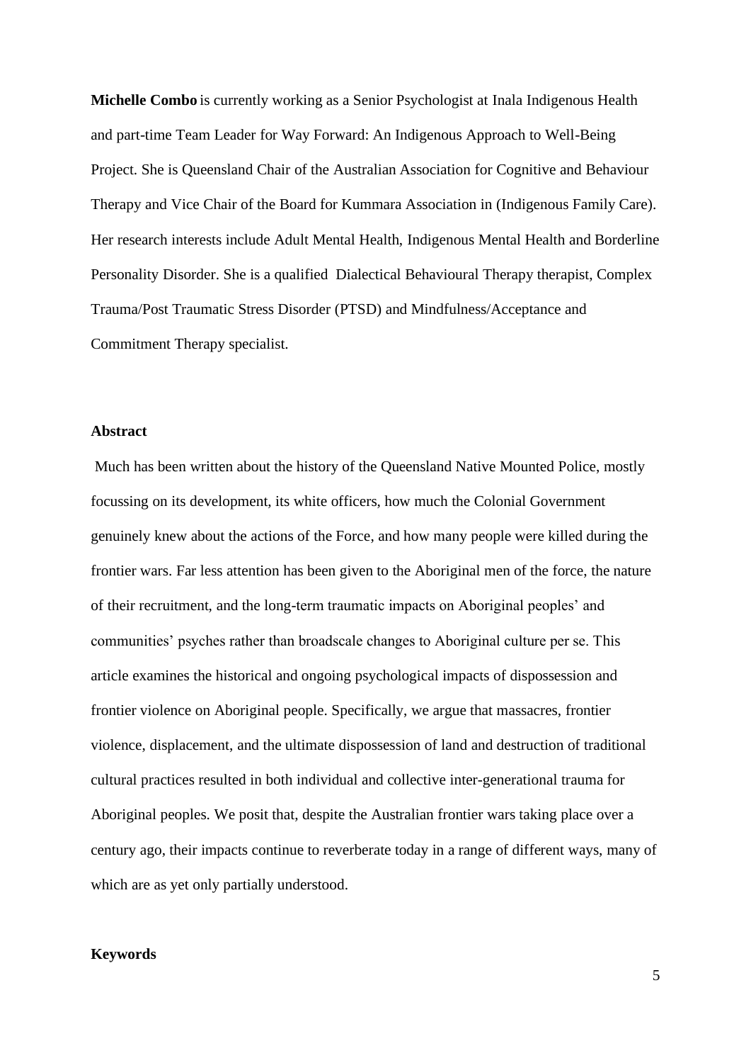**Michelle Combo** is currently working as a Senior Psychologist at Inala Indigenous Health and part-time Team Leader for Way Forward: An Indigenous Approach to Well-Being Project. She is Queensland Chair of the Australian Association for Cognitive and Behaviour Therapy and Vice Chair of the Board for Kummara Association in (Indigenous Family Care). Her research interests include Adult Mental Health, Indigenous Mental Health and Borderline Personality Disorder. She is a qualified Dialectical Behavioural Therapy therapist, Complex Trauma/Post Traumatic Stress Disorder (PTSD) and Mindfulness/Acceptance and Commitment Therapy specialist.

**Abstract**

Much has been written about the history of the Queensland Native Mounted Police, mostly focussing on its development, its white officers, how much the Colonial Government genuinely knew about the actions of the Force, and how many people were killed during the frontier wars. Far less attention has been given to the Aboriginal men of the force, the nature of their recruitment, and the long-term traumatic impacts on Aboriginal peoples' and communities' psyches rather than broadscale changes to Aboriginal culture per se. This article examines the historical and ongoing psychological impacts of dispossession and frontier violence on Aboriginal people. Specifically, we argue that massacres, frontier violence, displacement, and the ultimate dispossession of land and destruction of traditional cultural practices resulted in both individual and collective inter-generational trauma for Aboriginal peoples. We posit that, despite the Australian frontier wars taking place over a century ago, their impacts continue to reverberate today in a range of different ways, many of which are as yet only partially understood.

**Keywords**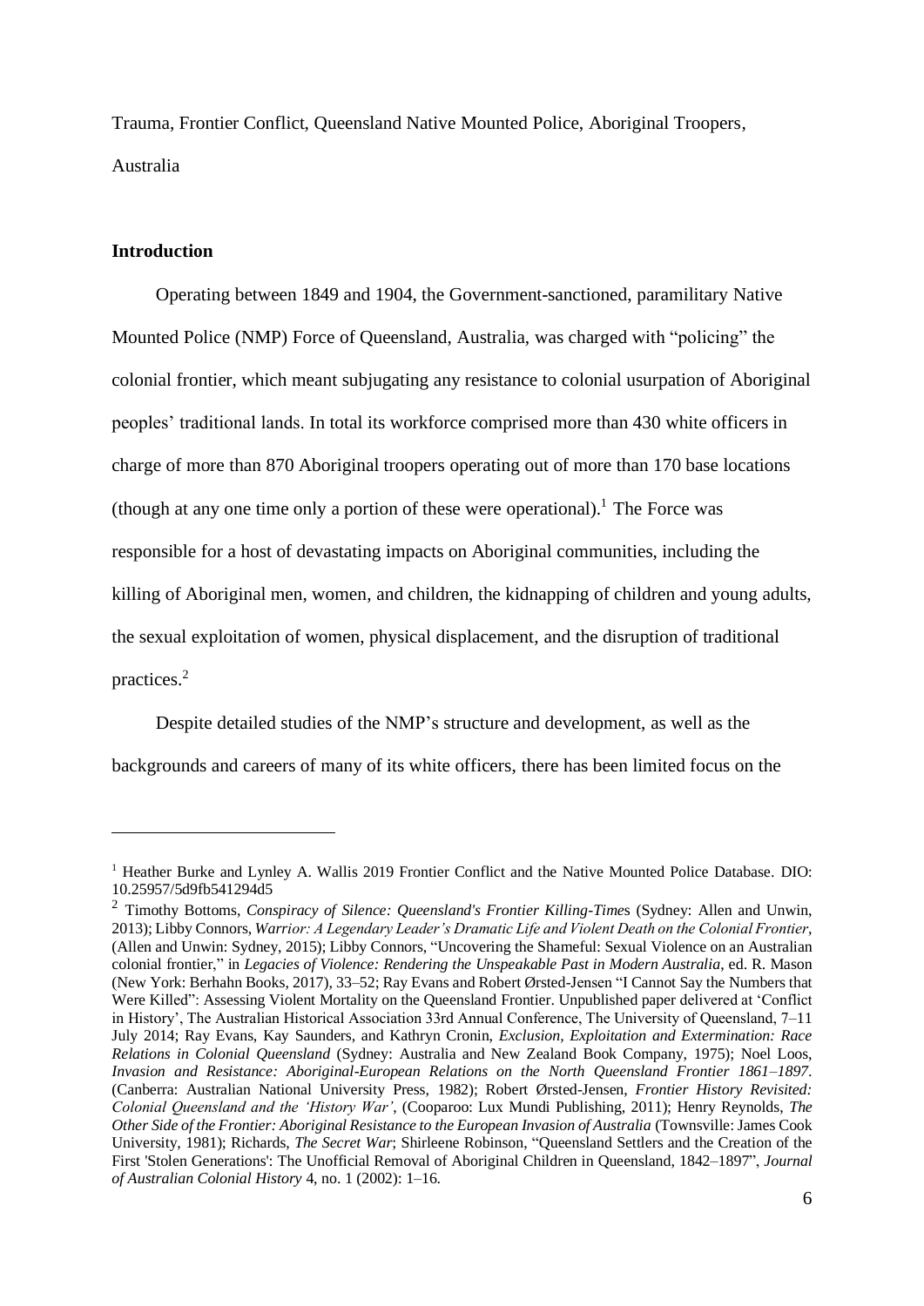Trauma, Frontier Conflict, Queensland Native Mounted Police, Aboriginal Troopers, Australia

## Introduction

Operating between 1849 and 1904, the Government-sanctioned, paramilitary Native Mounted Police (NMP) Force of Queensland, Australia, was charged with "policing" the colonial frontier, which meant subjugating any resistance to colonial usurpation of Aboriginal peoples' traditional lands. In total its workforce comprised more than 430 white officers in charge of more than 870 Aboriginal troopers operating out of more than 170 base locations (though at any one time only a portion of these were operational).[1] The Force was responsible for a host of devastating impacts on Aboriginal communities, including the killing of Aboriginal men, women, and children, the kidnapping of children and young adults, the sexual exploitation of women, physical displacement, and the disruption of traditional practices.[2]

Despite detailed studies of the NMP's structure and development, as well as the backgrounds and careers of many of its white officers, there has been limited focus on the

---

[1] Heather Burke and Lynley A. Wallis 2019 Frontier Conflict and the Native Mounted Police Database. DIO: 10.25957/5d9fb541294d5

[2] Timothy Bottoms, *Conspiracy of Silence: Queensland's Frontier Killing-Times* (Sydney: Allen and Unwin, 2013); Libby Connors, *Warrior: A Legendary Leader's Dramatic Life and Violent Death on the Colonial Frontier*, (Allen and Unwin: Sydney, 2015); Libby Connors, "Uncovering the Shameful: Sexual Violence on an Australian colonial frontier," in *Legacies of Violence: Rendering the Unspeakable Past in Modern Australia*, ed. R. Mason (New York: Berhahn Books, 2017), 33–52; Ray Evans and Robert Ørsted-Jensen "I Cannot Say the Numbers that Were Killed": Assessing Violent Mortality on the Queensland Frontier. Unpublished paper delivered at 'Conflict in History', The Australian Historical Association 33rd Annual Conference, The University of Queensland, 7–11 July 2014; Ray Evans, Kay Saunders, and Kathryn Cronin, *Exclusion, Exploitation and Extermination: Race Relations in Colonial Queensland* (Sydney: Australia and New Zealand Book Company, 1975); Noel Loos, *Invasion and Resistance: Aboriginal-European Relations on the North Queensland Frontier 1861–1897*. (Canberra: Australian National University Press, 1982); Robert Ørsted-Jensen, *Frontier History Revisited: Colonial Queensland and the 'History War'*, (Cooparoo: Lux Mundi Publishing, 2011); Henry Reynolds, *The Other Side of the Frontier: Aboriginal Resistance to the European Invasion of Australia* (Townsville: James Cook University, 1981); Richards, *The Secret War*; Shirleene Robinson, "Queensland Settlers and the Creation of the First 'Stolen Generations': The Unofficial Removal of Aboriginal Children in Queensland, 1842–1897", *Journal of Australian Colonial History* 4, no. 1 (2002): 1–16.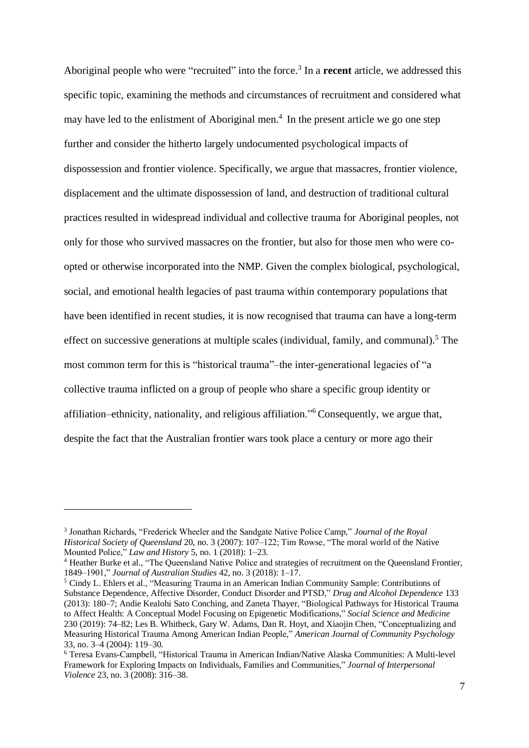Aboriginal people who were "recruited" into the force.[3] In a **recent** article, we addressed this specific topic, examining the methods and circumstances of recruitment and considered what may have led to the enlistment of Aboriginal men.[4] In the present article we go one step further and consider the hitherto largely undocumented psychological impacts of dispossession and frontier violence. Specifically, we argue that massacres, frontier violence, displacement and the ultimate dispossession of land, and destruction of traditional cultural practices resulted in widespread individual and collective trauma for Aboriginal peoples, not only for those who survived massacres on the frontier, but also for those men who were co-opted or otherwise incorporated into the NMP. Given the complex biological, psychological, social, and emotional health legacies of past trauma within contemporary populations that have been identified in recent studies, it is now recognised that trauma can have a long-term effect on successive generations at multiple scales (individual, family, and communal).[5] The most common term for this is "historical trauma"–the inter-generational legacies of "a collective trauma inflicted on a group of people who share a specific group identity or affiliation–ethnicity, nationality, and religious affiliation."[6] Consequently, we argue that, despite the fact that the Australian frontier wars took place a century or more ago their

---

[3] Jonathan Richards, "Frederick Wheeler and the Sandgate Native Police Camp," *Journal of the Royal Historical Society of Queensland* 20, no. 3 (2007): 107–122; Tim Rowse, "The moral world of the Native Mounted Police," *Law and History* 5, no. 1 (2018): 1–23.

[4] Heather Burke et al., "The Queensland Native Police and strategies of recruitment on the Queensland Frontier, 1849–1901," *Journal of Australian Studies* 42, no. 3 (2018): 1–17.

[5] Cindy L. Ehlers et al., "Measuring Trauma in an American Indian Community Sample: Contributions of Substance Dependence, Affective Disorder, Conduct Disorder and PTSD," *Drug and Alcohol Dependence* 133 (2013): 180–7; Andie Kealohi Sato Conching, and Zaneta Thayer, "Biological Pathways for Historical Trauma to Affect Health: A Conceptual Model Focusing on Epigenetic Modifications," *Social Science and Medicine* 230 (2019): 74–82; Les B. Whitbeck, Gary W. Adams, Dan R. Hoyt, and Xiaojin Chen, "Conceptualizing and Measuring Historical Trauma Among American Indian People," *American Journal of Community Psychology* 33, no. 3–4 (2004): 119–30.

[6] Teresa Evans-Campbell, "Historical Trauma in American Indian/Native Alaska Communities: A Multi-level Framework for Exploring Impacts on Individuals, Families and Communities," *Journal of Interpersonal Violence* 23, no. 3 (2008): 316–38.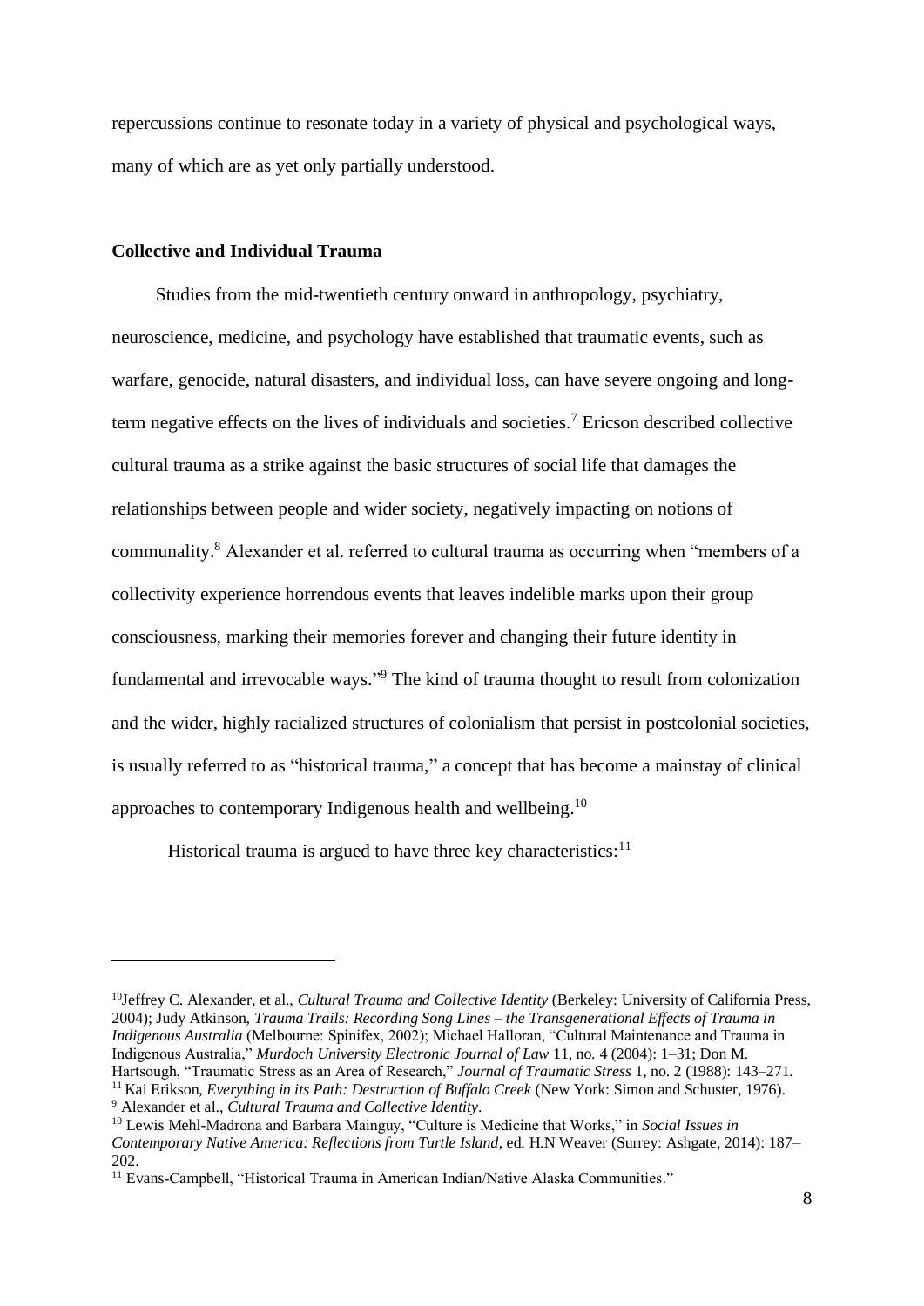repercussions continue to resonate today in a variety of physical and psychological ways, many of which are as yet only partially understood.

## Collective and Individual Trauma

Studies from the mid-twentieth century onward in anthropology, psychiatry, neuroscience, medicine, and psychology have established that traumatic events, such as warfare, genocide, natural disasters, and individual loss, can have severe ongoing and long-term negative effects on the lives of individuals and societies.[7] Ericson described collective cultural trauma as a strike against the basic structures of social life that damages the relationships between people and wider society, negatively impacting on notions of communality.[8] Alexander et al. referred to cultural trauma as occurring when "members of a collectivity experience horrendous events that leaves indelible marks upon their group consciousness, marking their memories forever and changing their future identity in fundamental and irrevocable ways."[9] The kind of trauma thought to result from colonization and the wider, highly racialized structures of colonialism that persist in postcolonial societies, is usually referred to as "historical trauma," a concept that has become a mainstay of clinical approaches to contemporary Indigenous health and wellbeing.[10]

Historical trauma is argued to have three key characteristics:[11]

---

[10]Jeffrey C. Alexander, et al., *Cultural Trauma and Collective Identity* (Berkeley: University of California Press, 2004); Judy Atkinson, *Trauma Trails: Recording Song Lines – the Transgenerational Effects of Trauma in Indigenous Australia* (Melbourne: Spinifex, 2002); Michael Halloran, "Cultural Maintenance and Trauma in Indigenous Australia," *Murdoch University Electronic Journal of Law* 11, no. 4 (2004): 1–31; Don M. Hartsough, "Traumatic Stress as an Area of Research," *Journal of Traumatic Stress* 1, no. 2 (1988): 143–271.

[11] Kai Erikson, *Everything in its Path: Destruction of Buffalo Creek* (New York: Simon and Schuster, 1976).

[9] Alexander et al., *Cultural Trauma and Collective Identity*.

[10] Lewis Mehl-Madrona and Barbara Mainguy, "Culture is Medicine that Works," in *Social Issues in Contemporary Native America: Reflections from Turtle Island*, ed. H.N Weaver (Surrey: Ashgate, 2014): 187–202.

[11] Evans-Campbell, "Historical Trauma in American Indian/Native Alaska Communities."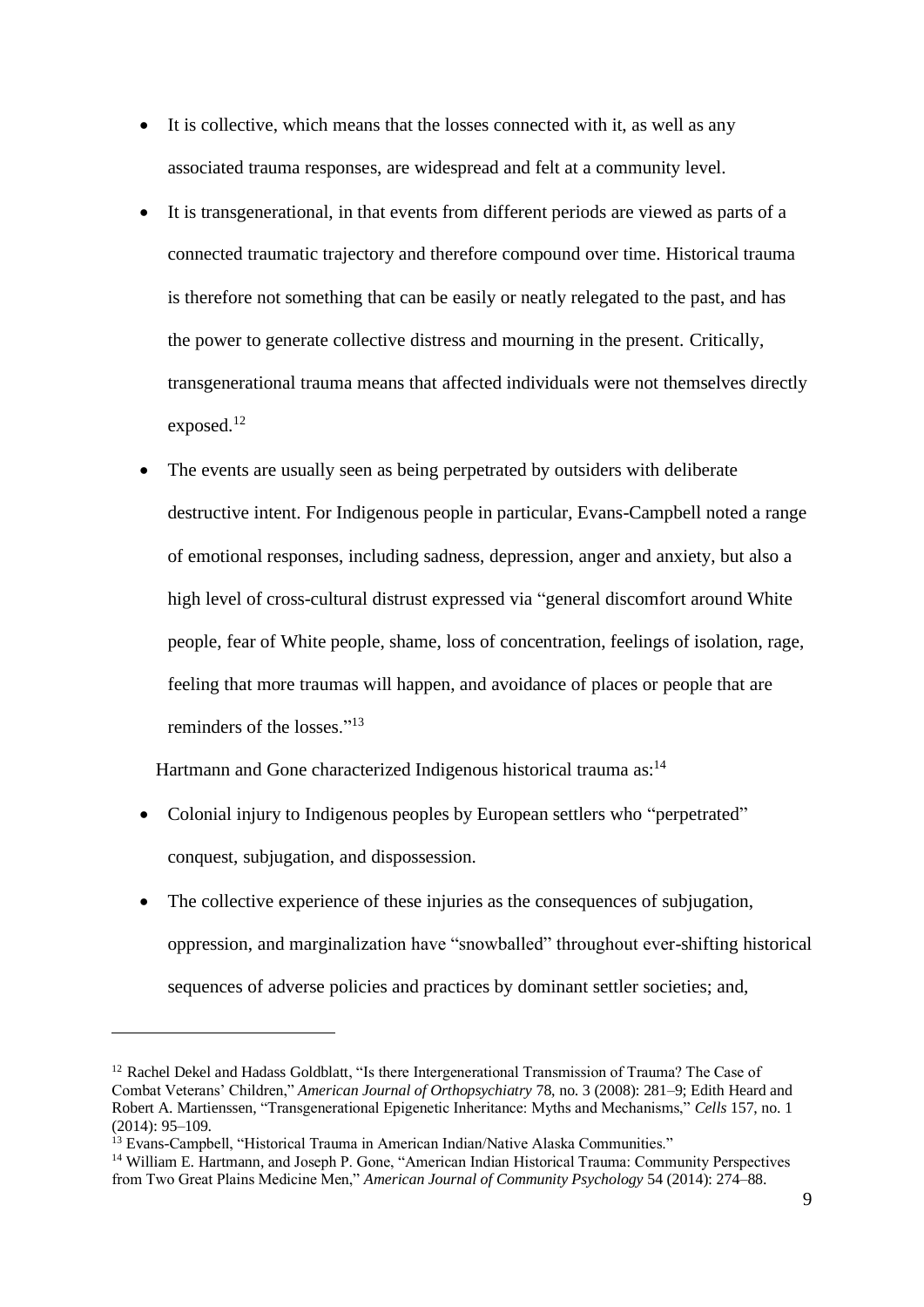- It is collective, which means that the losses connected with it, as well as any associated trauma responses, are widespread and felt at a community level.
- It is transgenerational, in that events from different periods are viewed as parts of a connected traumatic trajectory and therefore compound over time. Historical trauma is therefore not something that can be easily or neatly relegated to the past, and has the power to generate collective distress and mourning in the present. Critically, transgenerational trauma means that affected individuals were not themselves directly exposed.[12]
- The events are usually seen as being perpetrated by outsiders with deliberate destructive intent. For Indigenous people in particular, Evans-Campbell noted a range of emotional responses, including sadness, depression, anger and anxiety, but also a high level of cross-cultural distrust expressed via "general discomfort around White people, fear of White people, shame, loss of concentration, feelings of isolation, rage, feeling that more traumas will happen, and avoidance of places or people that are reminders of the losses."[13]

Hartmann and Gone characterized Indigenous historical trauma as:[14]

- Colonial injury to Indigenous peoples by European settlers who "perpetrated" conquest, subjugation, and dispossession.
- The collective experience of these injuries as the consequences of subjugation, oppression, and marginalization have "snowballed" throughout ever-shifting historical sequences of adverse policies and practices by dominant settler societies; and,

---

[12] Rachel Dekel and Hadass Goldblatt, "Is there Intergenerational Transmission of Trauma? The Case of Combat Veterans' Children," *American Journal of Orthopsychiatry* 78, no. 3 (2008): 281–9; Edith Heard and Robert A. Martienssen, "Transgenerational Epigenetic Inheritance: Myths and Mechanisms," *Cells* 157, no. 1 (2014): 95–109.

[13] Evans-Campbell, "Historical Trauma in American Indian/Native Alaska Communities."

[14] William E. Hartmann, and Joseph P. Gone, "American Indian Historical Trauma: Community Perspectives from Two Great Plains Medicine Men," *American Journal of Community Psychology* 54 (2014): 274–88.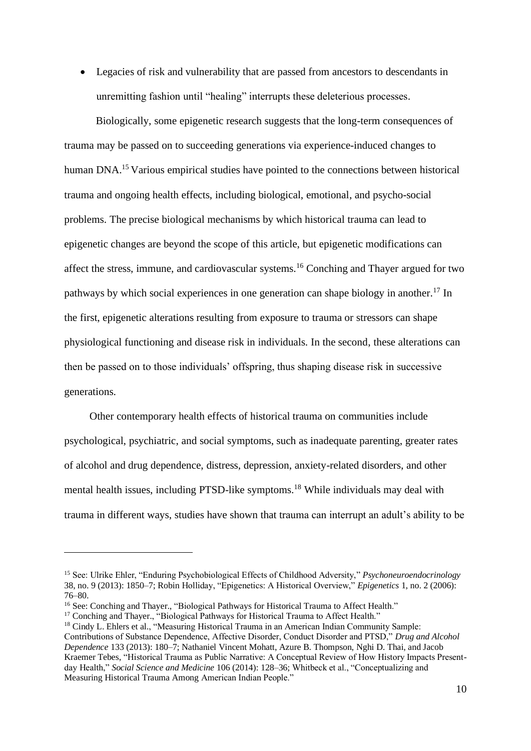- Legacies of risk and vulnerability that are passed from ancestors to descendants in unremitting fashion until "healing" interrupts these deleterious processes.

Biologically, some epigenetic research suggests that the long-term consequences of trauma may be passed on to succeeding generations via experience-induced changes to human DNA.[15] Various empirical studies have pointed to the connections between historical trauma and ongoing health effects, including biological, emotional, and psycho-social problems. The precise biological mechanisms by which historical trauma can lead to epigenetic changes are beyond the scope of this article, but epigenetic modifications can affect the stress, immune, and cardiovascular systems.[16] Conching and Thayer argued for two pathways by which social experiences in one generation can shape biology in another.[17] In the first, epigenetic alterations resulting from exposure to trauma or stressors can shape physiological functioning and disease risk in individuals. In the second, these alterations can then be passed on to those individuals' offspring, thus shaping disease risk in successive generations.

Other contemporary health effects of historical trauma on communities include psychological, psychiatric, and social symptoms, such as inadequate parenting, greater rates of alcohol and drug dependence, distress, depression, anxiety-related disorders, and other mental health issues, including PTSD-like symptoms.[18] While individuals may deal with trauma in different ways, studies have shown that trauma can interrupt an adult's ability to be

---

[15] See: Ulrike Ehler, "Enduring Psychobiological Effects of Childhood Adversity," *Psychoneuroendocrinology* 38, no. 9 (2013): 1850–7; Robin Holliday, "Epigenetics: A Historical Overview," *Epigenetics* 1, no. 2 (2006): 76–80.

[16] See: Conching and Thayer., "Biological Pathways for Historical Trauma to Affect Health."

[17] Conching and Thayer., "Biological Pathways for Historical Trauma to Affect Health."

[18] Cindy L. Ehlers et al., "Measuring Historical Trauma in an American Indian Community Sample: Contributions of Substance Dependence, Affective Disorder, Conduct Disorder and PTSD," *Drug and Alcohol Dependence* 133 (2013): 180–7; Nathaniel Vincent Mohatt, Azure B. Thompson, Nghi D. Thai, and Jacob Kraemer Tebes, "Historical Trauma as Public Narrative: A Conceptual Review of How History Impacts Present-day Health," *Social Science and Medicine* 106 (2014): 128–36; Whitbeck et al., "Conceptualizing and Measuring Historical Trauma Among American Indian People."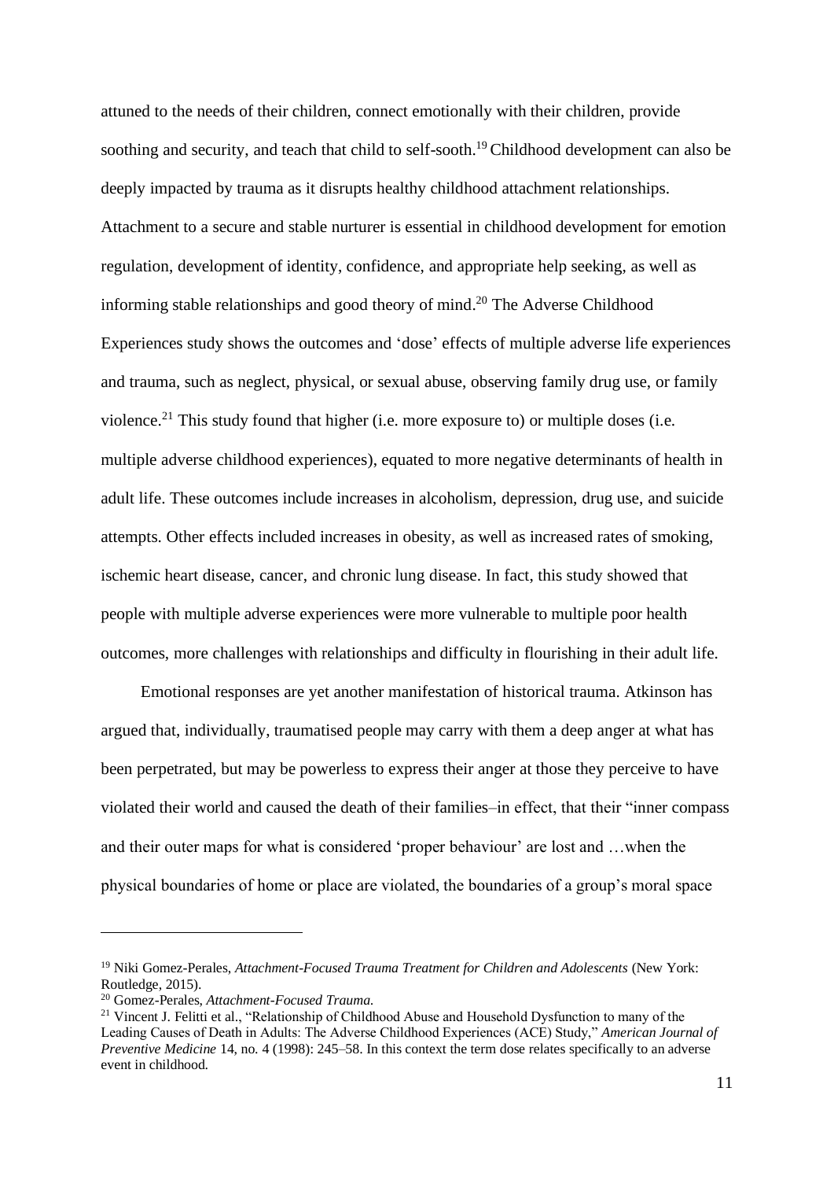attuned to the needs of their children, connect emotionally with their children, provide soothing and security, and teach that child to self-sooth.[19] Childhood development can also be deeply impacted by trauma as it disrupts healthy childhood attachment relationships. Attachment to a secure and stable nurturer is essential in childhood development for emotion regulation, development of identity, confidence, and appropriate help seeking, as well as informing stable relationships and good theory of mind.[20] The Adverse Childhood Experiences study shows the outcomes and 'dose' effects of multiple adverse life experiences and trauma, such as neglect, physical, or sexual abuse, observing family drug use, or family violence.[21] This study found that higher (i.e. more exposure to) or multiple doses (i.e. multiple adverse childhood experiences), equated to more negative determinants of health in adult life. These outcomes include increases in alcoholism, depression, drug use, and suicide attempts. Other effects included increases in obesity, as well as increased rates of smoking, ischemic heart disease, cancer, and chronic lung disease. In fact, this study showed that people with multiple adverse experiences were more vulnerable to multiple poor health outcomes, more challenges with relationships and difficulty in flourishing in their adult life.

Emotional responses are yet another manifestation of historical trauma. Atkinson has argued that, individually, traumatised people may carry with them a deep anger at what has been perpetrated, but may be powerless to express their anger at those they perceive to have violated their world and caused the death of their families–in effect, that their "inner compass and their outer maps for what is considered 'proper behaviour' are lost and …when the physical boundaries of home or place are violated, the boundaries of a group's moral space

---

[19] Niki Gomez-Perales, *Attachment-Focused Trauma Treatment for Children and Adolescents* (New York: Routledge, 2015).

[20] Gomez-Perales, *Attachment-Focused Trauma.*

[21] Vincent J. Felitti et al., "Relationship of Childhood Abuse and Household Dysfunction to many of the Leading Causes of Death in Adults: The Adverse Childhood Experiences (ACE) Study," *American Journal of Preventive Medicine* 14, no. 4 (1998): 245–58. In this context the term dose relates specifically to an adverse event in childhood.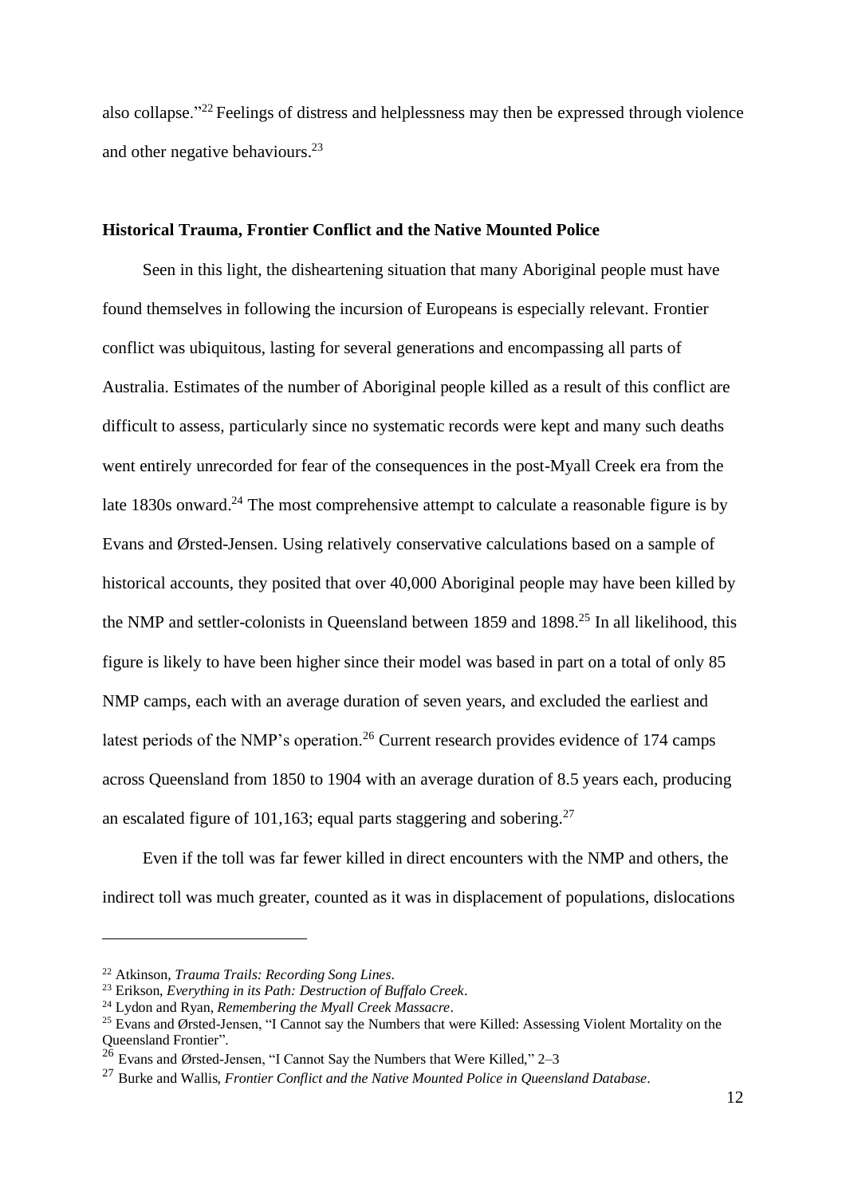also collapse."[22] Feelings of distress and helplessness may then be expressed through violence and other negative behaviours.[23]

### Historical Trauma, Frontier Conflict and the Native Mounted Police

Seen in this light, the disheartening situation that many Aboriginal people must have found themselves in following the incursion of Europeans is especially relevant. Frontier conflict was ubiquitous, lasting for several generations and encompassing all parts of Australia. Estimates of the number of Aboriginal people killed as a result of this conflict are difficult to assess, particularly since no systematic records were kept and many such deaths went entirely unrecorded for fear of the consequences in the post-Myall Creek era from the late 1830s onward.[24] The most comprehensive attempt to calculate a reasonable figure is by Evans and Ørsted-Jensen. Using relatively conservative calculations based on a sample of historical accounts, they posited that over 40,000 Aboriginal people may have been killed by the NMP and settler-colonists in Queensland between 1859 and 1898.[25] In all likelihood, this figure is likely to have been higher since their model was based in part on a total of only 85 NMP camps, each with an average duration of seven years, and excluded the earliest and latest periods of the NMP's operation.[26] Current research provides evidence of 174 camps across Queensland from 1850 to 1904 with an average duration of 8.5 years each, producing an escalated figure of 101,163; equal parts staggering and sobering.[27]

Even if the toll was far fewer killed in direct encounters with the NMP and others, the indirect toll was much greater, counted as it was in displacement of populations, dislocations

---

[22] Atkinson, *Trauma Trails: Recording Song Lines*.

[23] Erikson, *Everything in its Path: Destruction of Buffalo Creek*.

[24] Lydon and Ryan, *Remembering the Myall Creek Massacre*.

[25] Evans and Ørsted-Jensen, "I Cannot say the Numbers that were Killed: Assessing Violent Mortality on the Queensland Frontier".

[26] Evans and Ørsted-Jensen, "I Cannot Say the Numbers that Were Killed," 2–3

[27] Burke and Wallis, *Frontier Conflict and the Native Mounted Police in Queensland Database*.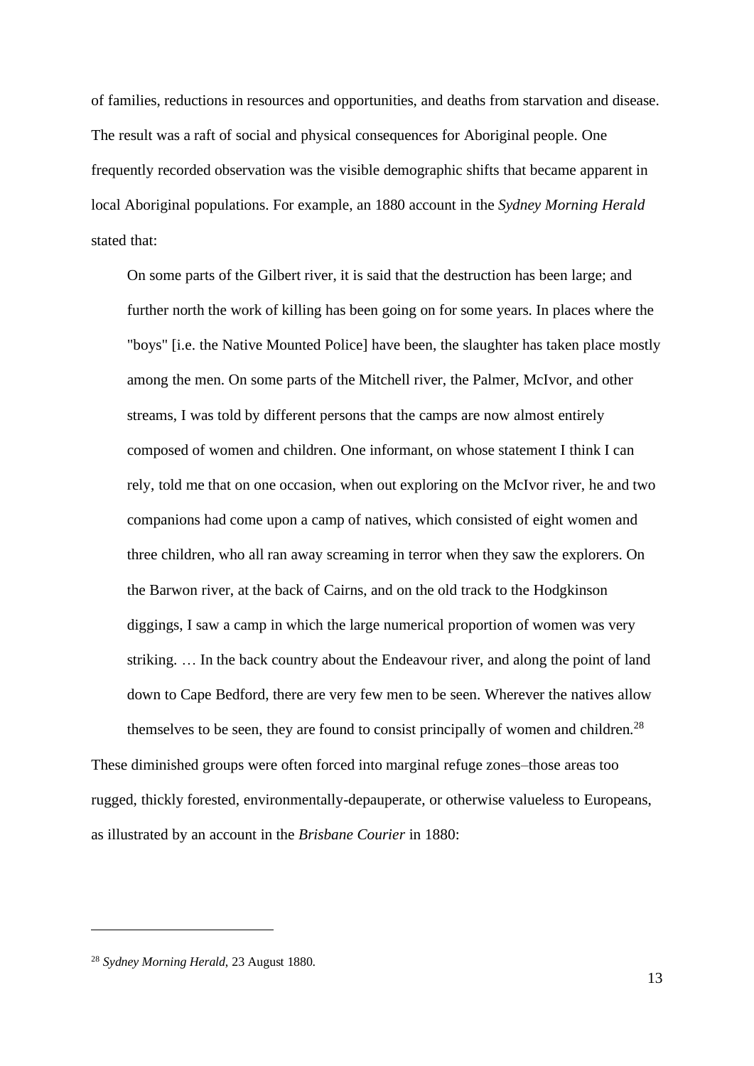of families, reductions in resources and opportunities, and deaths from starvation and disease. The result was a raft of social and physical consequences for Aboriginal people. One frequently recorded observation was the visible demographic shifts that became apparent in local Aboriginal populations. For example, an 1880 account in the *Sydney Morning Herald* stated that:

> On some parts of the Gilbert river, it is said that the destruction has been large; and further north the work of killing has been going on for some years. In places where the "boys" [i.e. the Native Mounted Police] have been, the slaughter has taken place mostly among the men. On some parts of the Mitchell river, the Palmer, McIvor, and other streams, I was told by different persons that the camps are now almost entirely composed of women and children. One informant, on whose statement I think I can rely, told me that on one occasion, when out exploring on the McIvor river, he and two companions had come upon a camp of natives, which consisted of eight women and three children, who all ran away screaming in terror when they saw the explorers. On the Barwon river, at the back of Cairns, and on the old track to the Hodgkinson diggings, I saw a camp in which the large numerical proportion of women was very striking. … In the back country about the Endeavour river, and along the point of land down to Cape Bedford, there are very few men to be seen. Wherever the natives allow themselves to be seen, they are found to consist principally of women and children.[28]

These diminished groups were often forced into marginal refuge zones–those areas too rugged, thickly forested, environmentally-depauperate, or otherwise valueless to Europeans, as illustrated by an account in the *Brisbane Courier* in 1880:

---

[28] *Sydney Morning Herald*, 23 August 1880.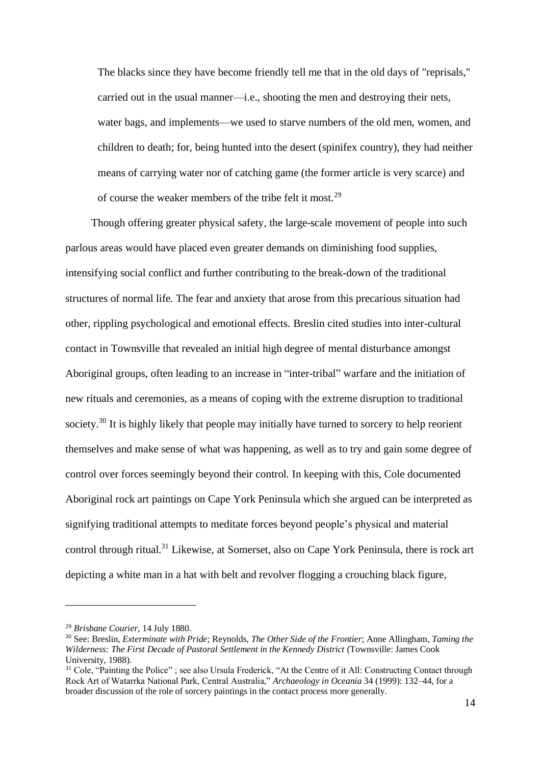> The blacks since they have become friendly tell me that in the old days of "reprisals," carried out in the usual manner—i.e., shooting the men and destroying their nets, water bags, and implements—we used to starve numbers of the old men, women, and children to death; for, being hunted into the desert (spinifex country), they had neither means of carrying water nor of catching game (the former article is very scarce) and of course the weaker members of the tribe felt it most.[29]

Though offering greater physical safety, the large-scale movement of people into such parlous areas would have placed even greater demands on diminishing food supplies, intensifying social conflict and further contributing to the break-down of the traditional structures of normal life. The fear and anxiety that arose from this precarious situation had other, rippling psychological and emotional effects. Breslin cited studies into inter-cultural contact in Townsville that revealed an initial high degree of mental disturbance amongst Aboriginal groups, often leading to an increase in "inter-tribal" warfare and the initiation of new rituals and ceremonies, as a means of coping with the extreme disruption to traditional society.[30] It is highly likely that people may initially have turned to sorcery to help reorient themselves and make sense of what was happening, as well as to try and gain some degree of control over forces seemingly beyond their control. In keeping with this, Cole documented Aboriginal rock art paintings on Cape York Peninsula which she argued can be interpreted as signifying traditional attempts to meditate forces beyond people's physical and material control through ritual.[31] Likewise, at Somerset, also on Cape York Peninsula, there is rock art depicting a white man in a hat with belt and revolver flogging a crouching black figure,

---

[29] *Brisbane Courier*, 14 July 1880.

[30] See: Breslin, *Exterminate with Pride*; Reynolds, *The Other Side of the Frontier*; Anne Allingham, *Taming the Wilderness: The First Decade of Pastoral Settlement in the Kennedy District* (Townsville: James Cook University, 1988).

[31] Cole, "Painting the Police" ; see also Ursula Frederick, "At the Centre of it All: Constructing Contact through Rock Art of Watarrka National Park, Central Australia," *Archaeology in Oceania* 34 (1999): 132–44, for a broader discussion of the role of sorcery paintings in the contact process more generally.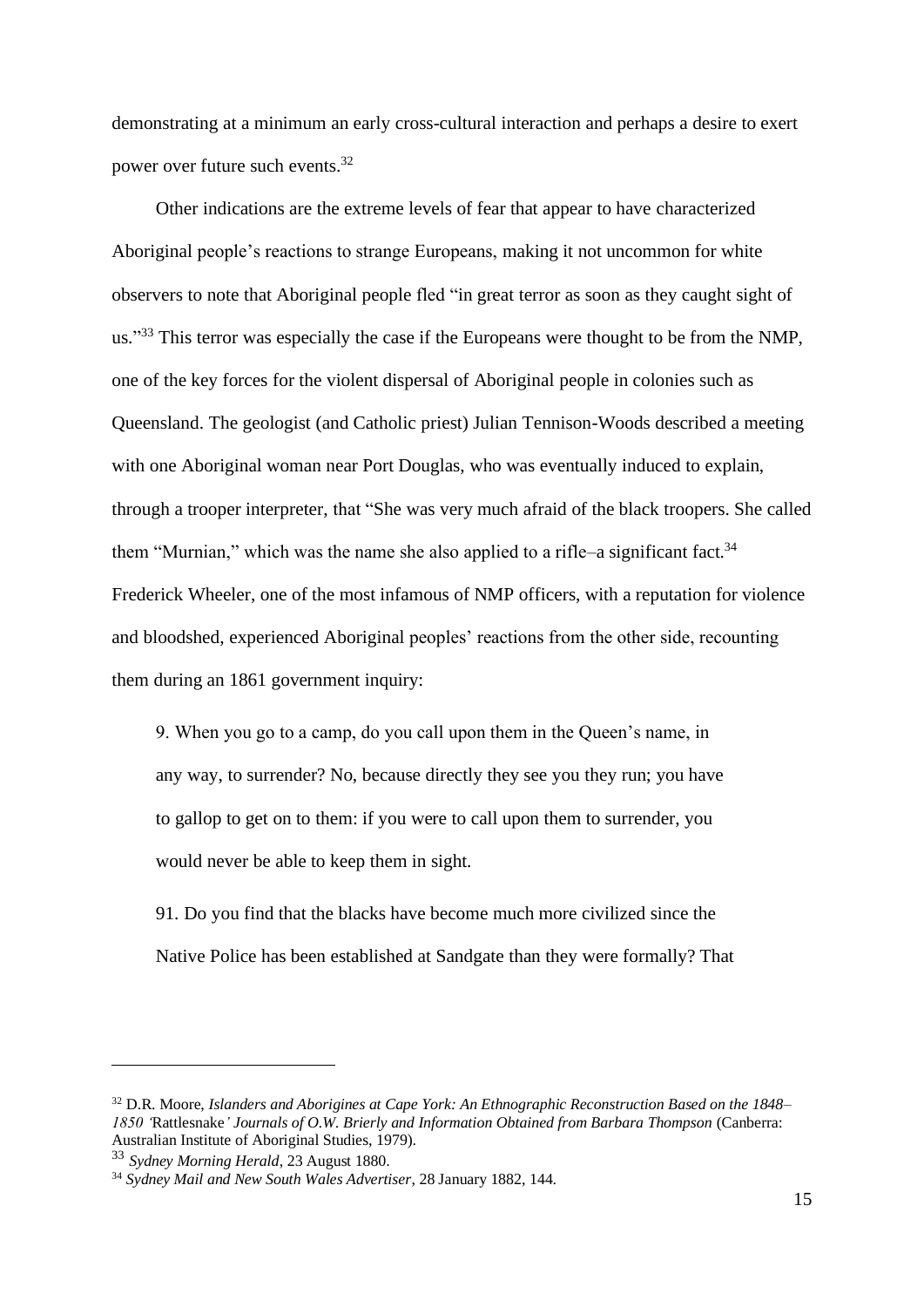demonstrating at a minimum an early cross-cultural interaction and perhaps a desire to exert power over future such events.[32]

Other indications are the extreme levels of fear that appear to have characterized Aboriginal people's reactions to strange Europeans, making it not uncommon for white observers to note that Aboriginal people fled "in great terror as soon as they caught sight of us."[33] This terror was especially the case if the Europeans were thought to be from the NMP, one of the key forces for the violent dispersal of Aboriginal people in colonies such as Queensland. The geologist (and Catholic priest) Julian Tennison-Woods described a meeting with one Aboriginal woman near Port Douglas, who was eventually induced to explain, through a trooper interpreter, that "She was very much afraid of the black troopers. She called them "Murnian," which was the name she also applied to a rifle–a significant fact.[34] Frederick Wheeler, one of the most infamous of NMP officers, with a reputation for violence and bloodshed, experienced Aboriginal peoples' reactions from the other side, recounting them during an 1861 government inquiry:

> 9. When you go to a camp, do you call upon them in the Queen's name, in any way, to surrender? No, because directly they see you they run; you have to gallop to get on to them: if you were to call upon them to surrender, you would never be able to keep them in sight.
>
> 91. Do you find that the blacks have become much more civilized since the Native Police has been established at Sandgate than they were formally? That

---

[32] D.R. Moore, *Islanders and Aborigines at Cape York: An Ethnographic Reconstruction Based on the 1848–1850 '*Rattlesnake*' Journals of O.W. Brierly and Information Obtained from Barbara Thompson* (Canberra: Australian Institute of Aboriginal Studies, 1979).

[33] *Sydney Morning Herald*, 23 August 1880.

[34] *Sydney Mail and New South Wales Advertiser*, 28 January 1882, 144.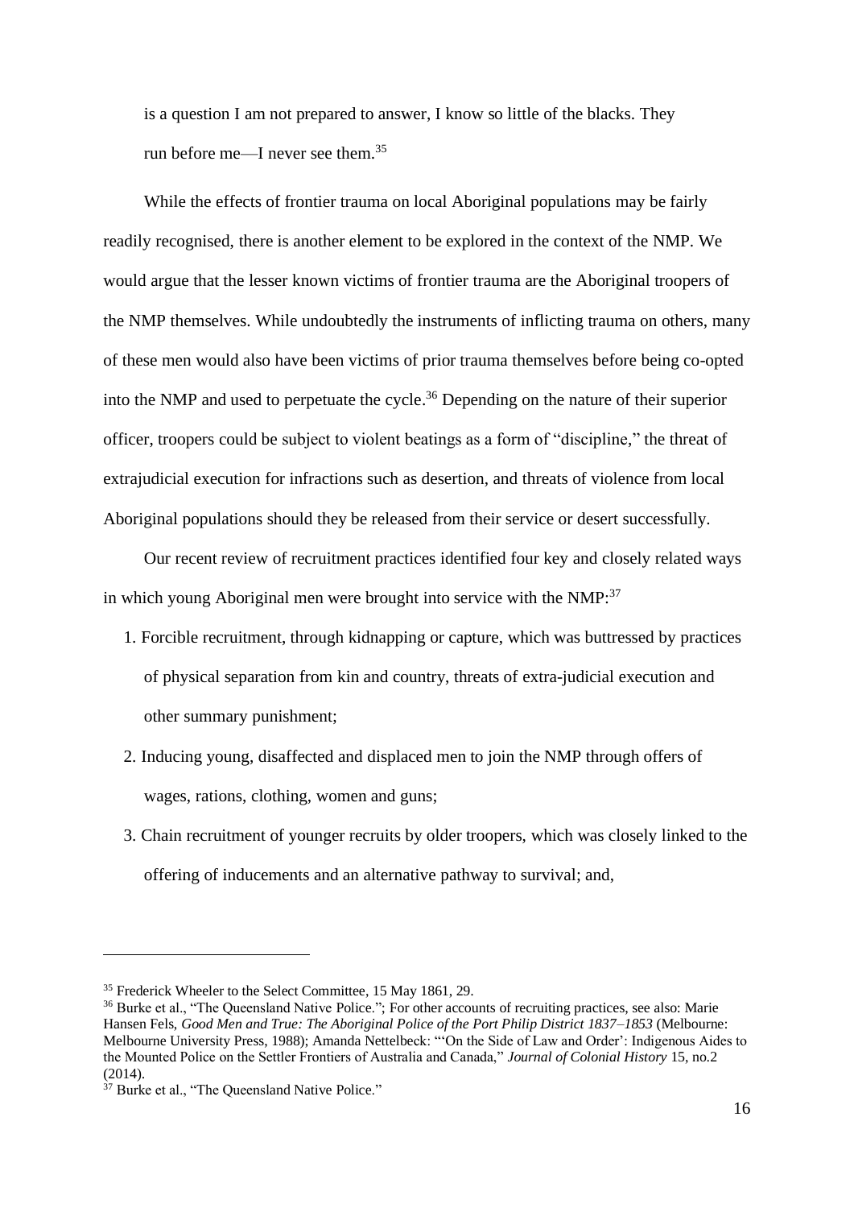is a question I am not prepared to answer, I know so little of the blacks. They run before me—I never see them.[35]

While the effects of frontier trauma on local Aboriginal populations may be fairly readily recognised, there is another element to be explored in the context of the NMP. We would argue that the lesser known victims of frontier trauma are the Aboriginal troopers of the NMP themselves. While undoubtedly the instruments of inflicting trauma on others, many of these men would also have been victims of prior trauma themselves before being co-opted into the NMP and used to perpetuate the cycle.[36] Depending on the nature of their superior officer, troopers could be subject to violent beatings as a form of "discipline," the threat of extrajudicial execution for infractions such as desertion, and threats of violence from local Aboriginal populations should they be released from their service or desert successfully.

Our recent review of recruitment practices identified four key and closely related ways in which young Aboriginal men were brought into service with the NMP:[37]

1. Forcible recruitment, through kidnapping or capture, which was buttressed by practices of physical separation from kin and country, threats of extra-judicial execution and other summary punishment;
2. Inducing young, disaffected and displaced men to join the NMP through offers of wages, rations, clothing, women and guns;
3. Chain recruitment of younger recruits by older troopers, which was closely linked to the offering of inducements and an alternative pathway to survival; and,

---

[35] Frederick Wheeler to the Select Committee, 15 May 1861, 29.

[36] Burke et al., "The Queensland Native Police."; For other accounts of recruiting practices, see also: Marie Hansen Fels, *Good Men and True: The Aboriginal Police of the Port Philip District 1837–1853* (Melbourne: Melbourne University Press, 1988); Amanda Nettelbeck: "'On the Side of Law and Order': Indigenous Aides to the Mounted Police on the Settler Frontiers of Australia and Canada," *Journal of Colonial History* 15, no.2 (2014).

[37] Burke et al., "The Queensland Native Police."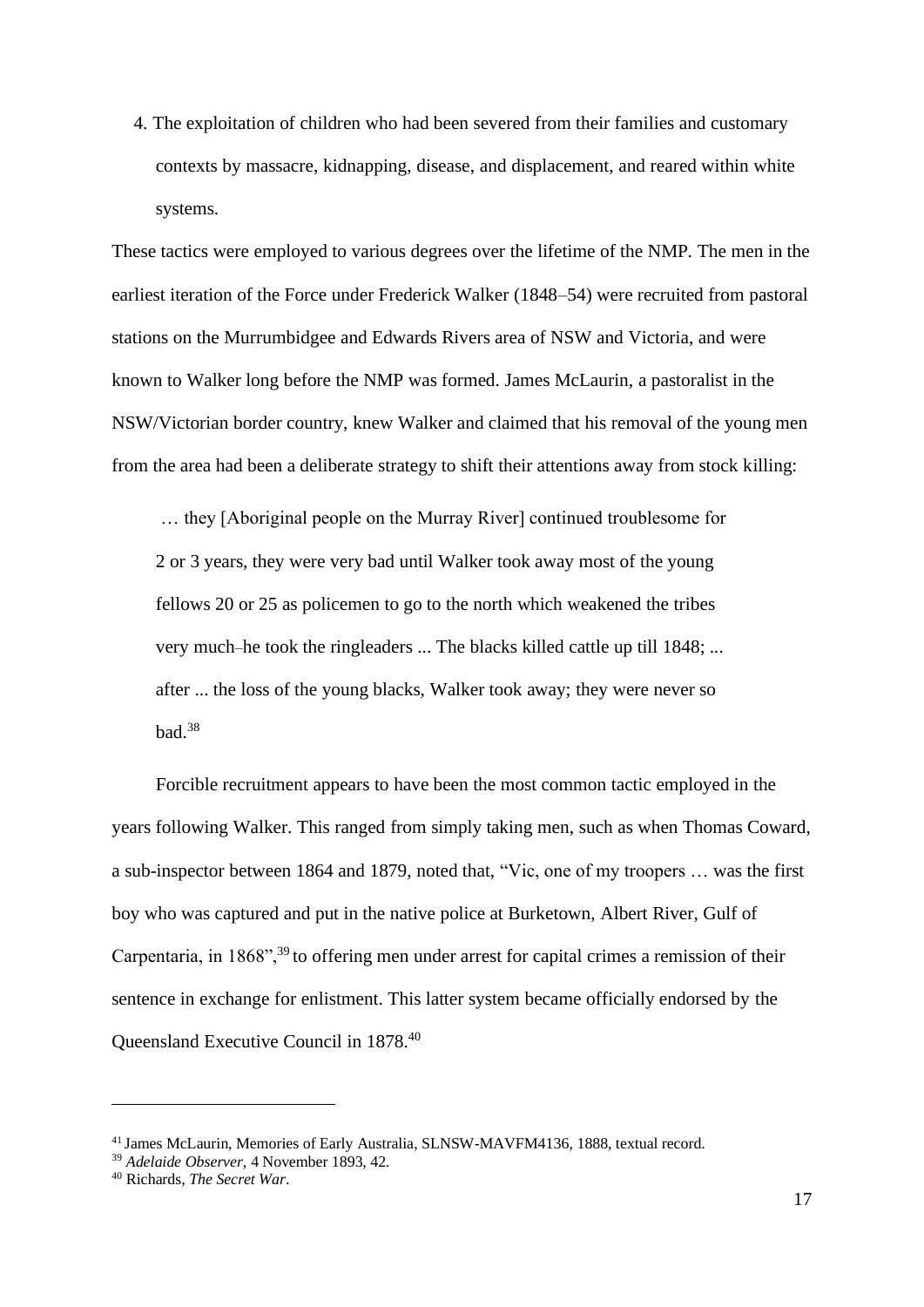4. The exploitation of children who had been severed from their families and customary contexts by massacre, kidnapping, disease, and displacement, and reared within white systems.

These tactics were employed to various degrees over the lifetime of the NMP. The men in the earliest iteration of the Force under Frederick Walker (1848–54) were recruited from pastoral stations on the Murrumbidgee and Edwards Rivers area of NSW and Victoria, and were known to Walker long before the NMP was formed. James McLaurin, a pastoralist in the NSW/Victorian border country, knew Walker and claimed that his removal of the young men from the area had been a deliberate strategy to shift their attentions away from stock killing:

> … they [Aboriginal people on the Murray River] continued troublesome for 2 or 3 years, they were very bad until Walker took away most of the young fellows 20 or 25 as policemen to go to the north which weakened the tribes very much–he took the ringleaders ... The blacks killed cattle up till 1848; ... after ... the loss of the young blacks, Walker took away; they were never so bad.[38]

Forcible recruitment appears to have been the most common tactic employed in the years following Walker. This ranged from simply taking men, such as when Thomas Coward, a sub-inspector between 1864 and 1879, noted that, "Vic, one of my troopers … was the first boy who was captured and put in the native police at Burketown, Albert River, Gulf of Carpentaria, in 1868",[39] to offering men under arrest for capital crimes a remission of their sentence in exchange for enlistment. This latter system became officially endorsed by the Queensland Executive Council in 1878.[40]

---

[41] James McLaurin, Memories of Early Australia, SLNSW-MAVFM4136, 1888, textual record.

[39] *Adelaide Observer*, 4 November 1893, 42.

[40] Richards, *The Secret War*.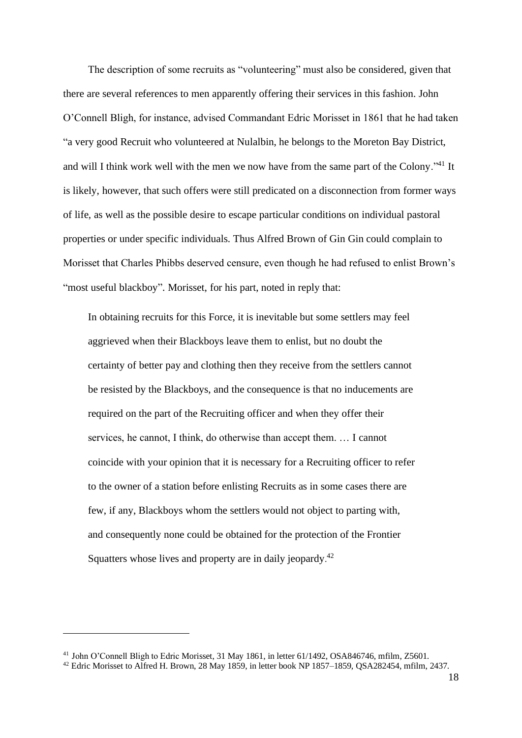The description of some recruits as "volunteering" must also be considered, given that there are several references to men apparently offering their services in this fashion. John O'Connell Bligh, for instance, advised Commandant Edric Morisset in 1861 that he had taken "a very good Recruit who volunteered at Nulalbin, he belongs to the Moreton Bay District, and will I think work well with the men we now have from the same part of the Colony."[41] It is likely, however, that such offers were still predicated on a disconnection from former ways of life, as well as the possible desire to escape particular conditions on individual pastoral properties or under specific individuals. Thus Alfred Brown of Gin Gin could complain to Morisset that Charles Phibbs deserved censure, even though he had refused to enlist Brown's "most useful blackboy". Morisset, for his part, noted in reply that:

> In obtaining recruits for this Force, it is inevitable but some settlers may feel aggrieved when their Blackboys leave them to enlist, but no doubt the certainty of better pay and clothing then they receive from the settlers cannot be resisted by the Blackboys, and the consequence is that no inducements are required on the part of the Recruiting officer and when they offer their services, he cannot, I think, do otherwise than accept them. … I cannot coincide with your opinion that it is necessary for a Recruiting officer to refer to the owner of a station before enlisting Recruits as in some cases there are few, if any, Blackboys whom the settlers would not object to parting with, and consequently none could be obtained for the protection of the Frontier Squatters whose lives and property are in daily jeopardy.[42]

---

[41] John O'Connell Bligh to Edric Morisset, 31 May 1861, in letter 61/1492, OSA846746, mfilm, Z5601.

[42] Edric Morisset to Alfred H. Brown, 28 May 1859, in letter book NP 1857–1859, QSA282454, mfilm, 2437.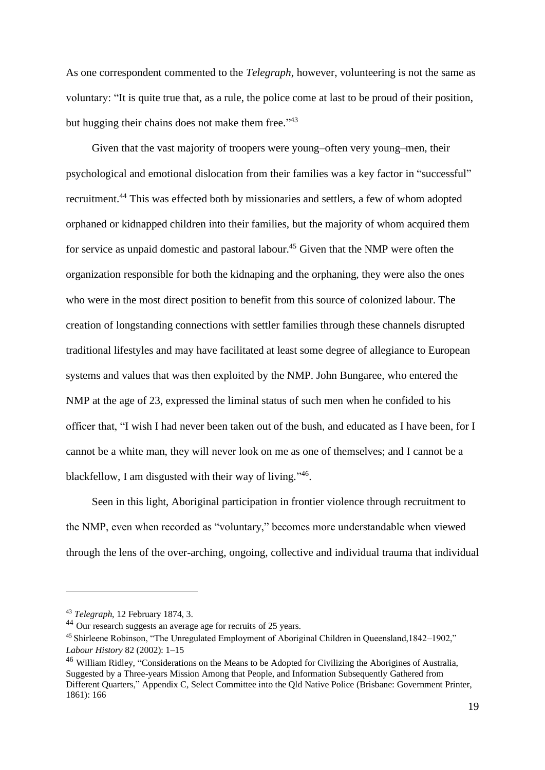As one correspondent commented to the *Telegraph*, however, volunteering is not the same as voluntary: "It is quite true that, as a rule, the police come at last to be proud of their position, but hugging their chains does not make them free."[43]

Given that the vast majority of troopers were young–often very young–men, their psychological and emotional dislocation from their families was a key factor in "successful" recruitment.[44] This was effected both by missionaries and settlers, a few of whom adopted orphaned or kidnapped children into their families, but the majority of whom acquired them for service as unpaid domestic and pastoral labour.[45] Given that the NMP were often the organization responsible for both the kidnaping and the orphaning, they were also the ones who were in the most direct position to benefit from this source of colonized labour. The creation of longstanding connections with settler families through these channels disrupted traditional lifestyles and may have facilitated at least some degree of allegiance to European systems and values that was then exploited by the NMP. John Bungaree, who entered the NMP at the age of 23, expressed the liminal status of such men when he confided to his officer that, "I wish I had never been taken out of the bush, and educated as I have been, for I cannot be a white man, they will never look on me as one of themselves; and I cannot be a blackfellow, I am disgusted with their way of living."[46].

Seen in this light, Aboriginal participation in frontier violence through recruitment to the NMP, even when recorded as "voluntary," becomes more understandable when viewed through the lens of the over-arching, ongoing, collective and individual trauma that individual

---

[43] *Telegraph*, 12 February 1874, 3.

[44] Our research suggests an average age for recruits of 25 years.

[45] Shirleene Robinson, "The Unregulated Employment of Aboriginal Children in Queensland,1842–1902," *Labour History* 82 (2002): 1–15

[46] William Ridley, "Considerations on the Means to be Adopted for Civilizing the Aborigines of Australia, Suggested by a Three-years Mission Among that People, and Information Subsequently Gathered from Different Quarters," Appendix C, Select Committee into the Qld Native Police (Brisbane: Government Printer, 1861): 166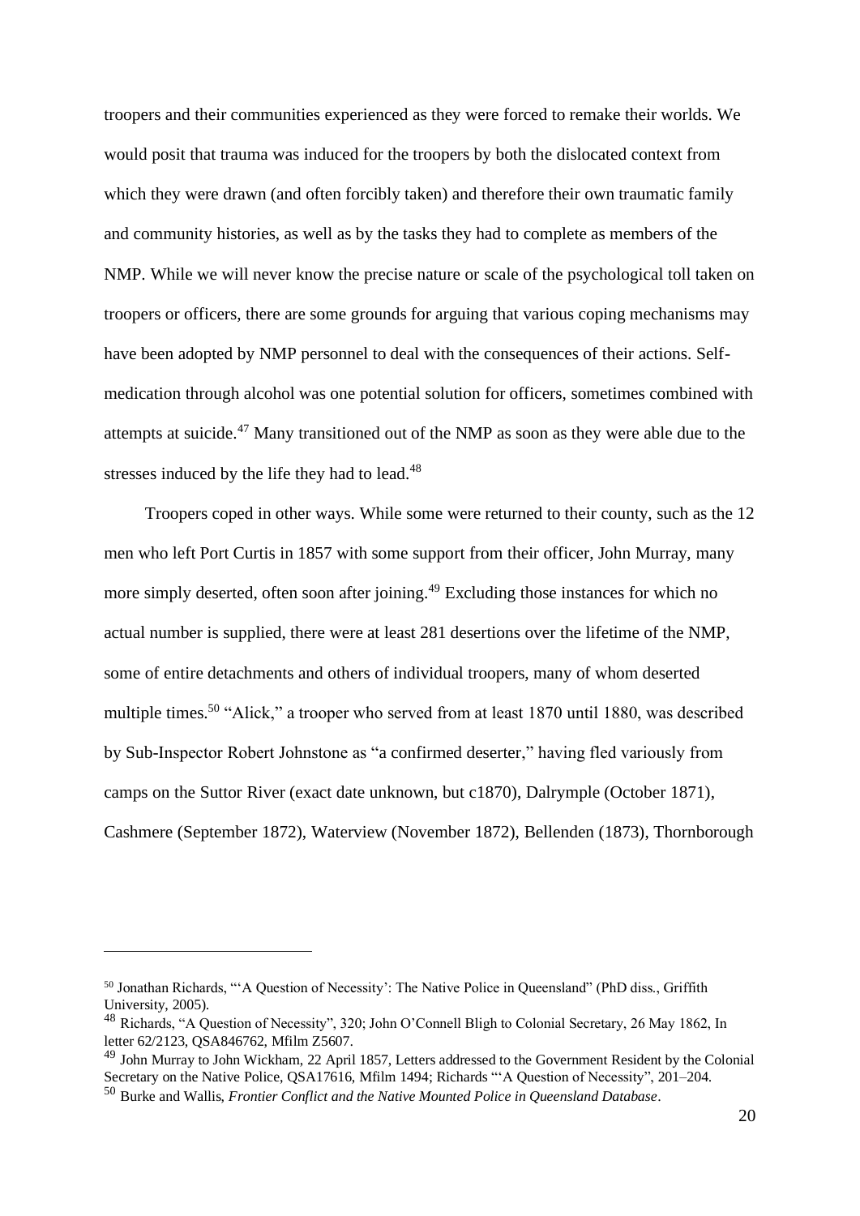troopers and their communities experienced as they were forced to remake their worlds. We would posit that trauma was induced for the troopers by both the dislocated context from which they were drawn (and often forcibly taken) and therefore their own traumatic family and community histories, as well as by the tasks they had to complete as members of the NMP. While we will never know the precise nature or scale of the psychological toll taken on troopers or officers, there are some grounds for arguing that various coping mechanisms may have been adopted by NMP personnel to deal with the consequences of their actions. Self-medication through alcohol was one potential solution for officers, sometimes combined with attempts at suicide.[47] Many transitioned out of the NMP as soon as they were able due to the stresses induced by the life they had to lead.[48]

Troopers coped in other ways. While some were returned to their county, such as the 12 men who left Port Curtis in 1857 with some support from their officer, John Murray, many more simply deserted, often soon after joining.[49] Excluding those instances for which no actual number is supplied, there were at least 281 desertions over the lifetime of the NMP, some of entire detachments and others of individual troopers, many of whom deserted multiple times.[50] "Alick," a trooper who served from at least 1870 until 1880, was described by Sub-Inspector Robert Johnstone as "a confirmed deserter," having fled variously from camps on the Suttor River (exact date unknown, but c1870), Dalrymple (October 1871), Cashmere (September 1872), Waterview (November 1872), Bellenden (1873), Thornborough

---

[50] Jonathan Richards, "'A Question of Necessity': The Native Police in Queensland" (PhD diss., Griffith University, 2005).

[48] Richards, "A Question of Necessity", 320; John O'Connell Bligh to Colonial Secretary, 26 May 1862, In letter 62/2123, QSA846762, Mfilm Z5607.

[49] John Murray to John Wickham, 22 April 1857, Letters addressed to the Government Resident by the Colonial Secretary on the Native Police, QSA17616, Mfilm 1494; Richards "'A Question of Necessity", 201–204.

[50] Burke and Wallis, *Frontier Conflict and the Native Mounted Police in Queensland Database*.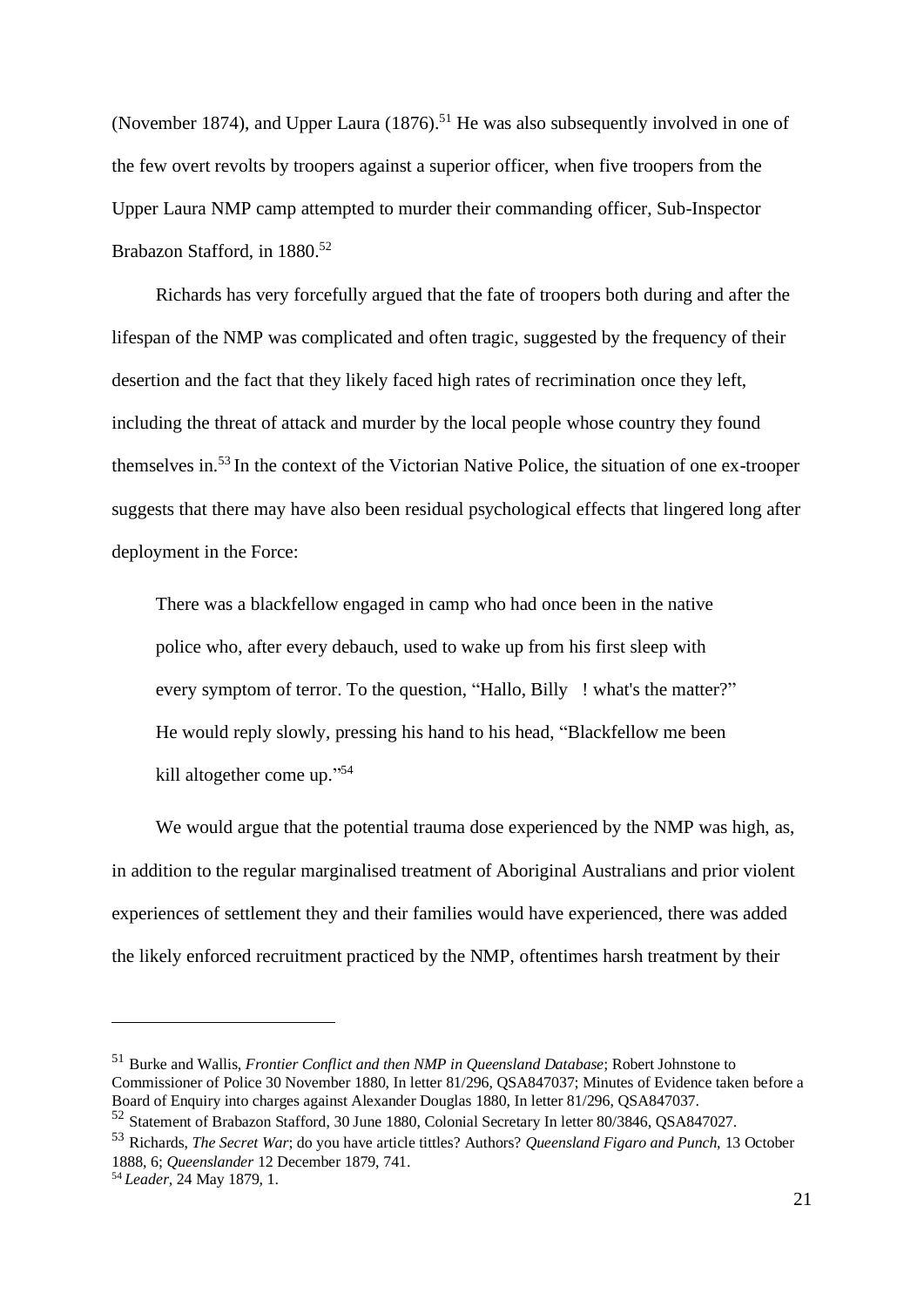(November 1874), and Upper Laura (1876).[51] He was also subsequently involved in one of the few overt revolts by troopers against a superior officer, when five troopers from the Upper Laura NMP camp attempted to murder their commanding officer, Sub-Inspector Brabazon Stafford, in 1880.[52]

Richards has very forcefully argued that the fate of troopers both during and after the lifespan of the NMP was complicated and often tragic, suggested by the frequency of their desertion and the fact that they likely faced high rates of recrimination once they left, including the threat of attack and murder by the local people whose country they found themselves in.[53] In the context of the Victorian Native Police, the situation of one ex-trooper suggests that there may have also been residual psychological effects that lingered long after deployment in the Force:

> There was a blackfellow engaged in camp who had once been in the native police who, after every debauch, used to wake up from his first sleep with every symptom of terror. To the question, "Hallo, Billy ! what's the matter?" He would reply slowly, pressing his hand to his head, "Blackfellow me been kill altogether come up."[54]

We would argue that the potential trauma dose experienced by the NMP was high, as, in addition to the regular marginalised treatment of Aboriginal Australians and prior violent experiences of settlement they and their families would have experienced, there was added the likely enforced recruitment practiced by the NMP, oftentimes harsh treatment by their

---

[51] Burke and Wallis, *Frontier Conflict and then NMP in Queensland Database*; Robert Johnstone to Commissioner of Police 30 November 1880, In letter 81/296, QSA847037; Minutes of Evidence taken before a Board of Enquiry into charges against Alexander Douglas 1880, In letter 81/296, QSA847037.

[52] Statement of Brabazon Stafford, 30 June 1880, Colonial Secretary In letter 80/3846, QSA847027.

[53] Richards, *The Secret War*; do you have article tittles? Authors? *Queensland Figaro and Punch,* 13 October 1888, 6; *Queenslander* 12 December 1879, 741.

[54] *Leader,* 24 May 1879, 1.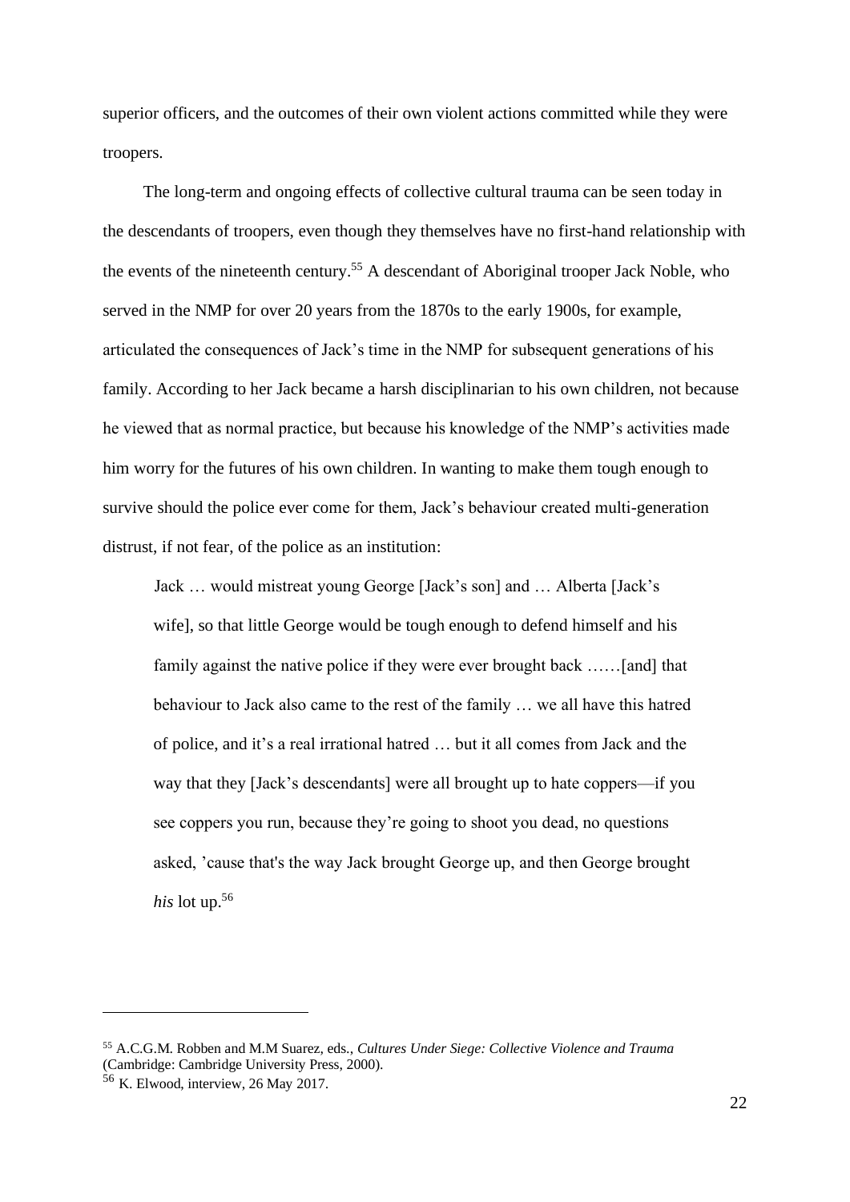superior officers, and the outcomes of their own violent actions committed while they were troopers.

The long-term and ongoing effects of collective cultural trauma can be seen today in the descendants of troopers, even though they themselves have no first-hand relationship with the events of the nineteenth century.[55] A descendant of Aboriginal trooper Jack Noble, who served in the NMP for over 20 years from the 1870s to the early 1900s, for example, articulated the consequences of Jack's time in the NMP for subsequent generations of his family. According to her Jack became a harsh disciplinarian to his own children, not because he viewed that as normal practice, but because his knowledge of the NMP's activities made him worry for the futures of his own children. In wanting to make them tough enough to survive should the police ever come for them, Jack's behaviour created multi-generation distrust, if not fear, of the police as an institution:

> Jack … would mistreat young George [Jack's son] and … Alberta [Jack's wife], so that little George would be tough enough to defend himself and his family against the native police if they were ever brought back ……[and] that behaviour to Jack also came to the rest of the family … we all have this hatred of police, and it's a real irrational hatred … but it all comes from Jack and the way that they [Jack's descendants] were all brought up to hate coppers—if you see coppers you run, because they're going to shoot you dead, no questions asked, 'cause that's the way Jack brought George up, and then George brought *his* lot up.[56]

---

[55] A.C.G.M. Robben and M.M Suarez, eds., *Cultures Under Siege: Collective Violence and Trauma* (Cambridge: Cambridge University Press, 2000).

[56] K. Elwood, interview, 26 May 2017.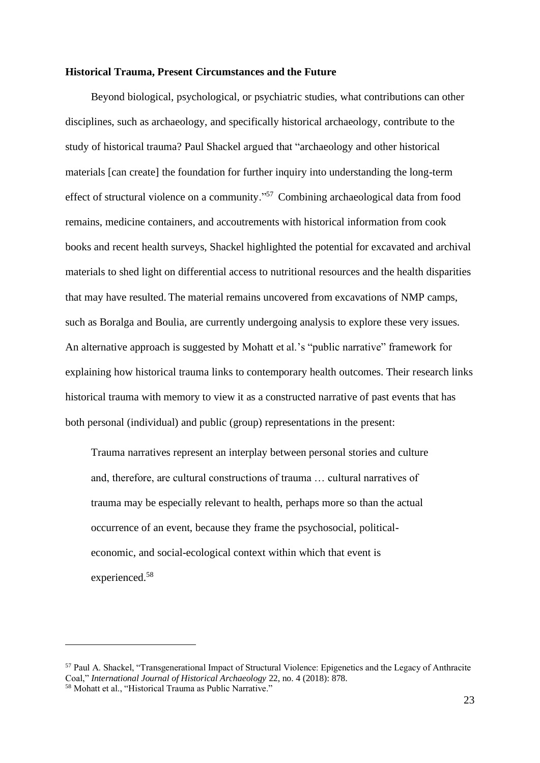**Historical Trauma, Present Circumstances and the Future**

Beyond biological, psychological, or psychiatric studies, what contributions can other disciplines, such as archaeology, and specifically historical archaeology, contribute to the study of historical trauma? Paul Shackel argued that "archaeology and other historical materials [can create] the foundation for further inquiry into understanding the long-term effect of structural violence on a community."[57] Combining archaeological data from food remains, medicine containers, and accoutrements with historical information from cook books and recent health surveys, Shackel highlighted the potential for excavated and archival materials to shed light on differential access to nutritional resources and the health disparities that may have resulted. The material remains uncovered from excavations of NMP camps, such as Boralga and Boulia, are currently undergoing analysis to explore these very issues. An alternative approach is suggested by Mohatt et al.'s "public narrative" framework for explaining how historical trauma links to contemporary health outcomes. Their research links historical trauma with memory to view it as a constructed narrative of past events that has both personal (individual) and public (group) representations in the present:

> Trauma narratives represent an interplay between personal stories and culture and, therefore, are cultural constructions of trauma … cultural narratives of trauma may be especially relevant to health, perhaps more so than the actual occurrence of an event, because they frame the psychosocial, political-economic, and social-ecological context within which that event is experienced.[58]

---

[57] Paul A. Shackel, "Transgenerational Impact of Structural Violence: Epigenetics and the Legacy of Anthracite Coal," *International Journal of Historical Archaeology* 22, no. 4 (2018): 878.

[58] Mohatt et al., "Historical Trauma as Public Narrative."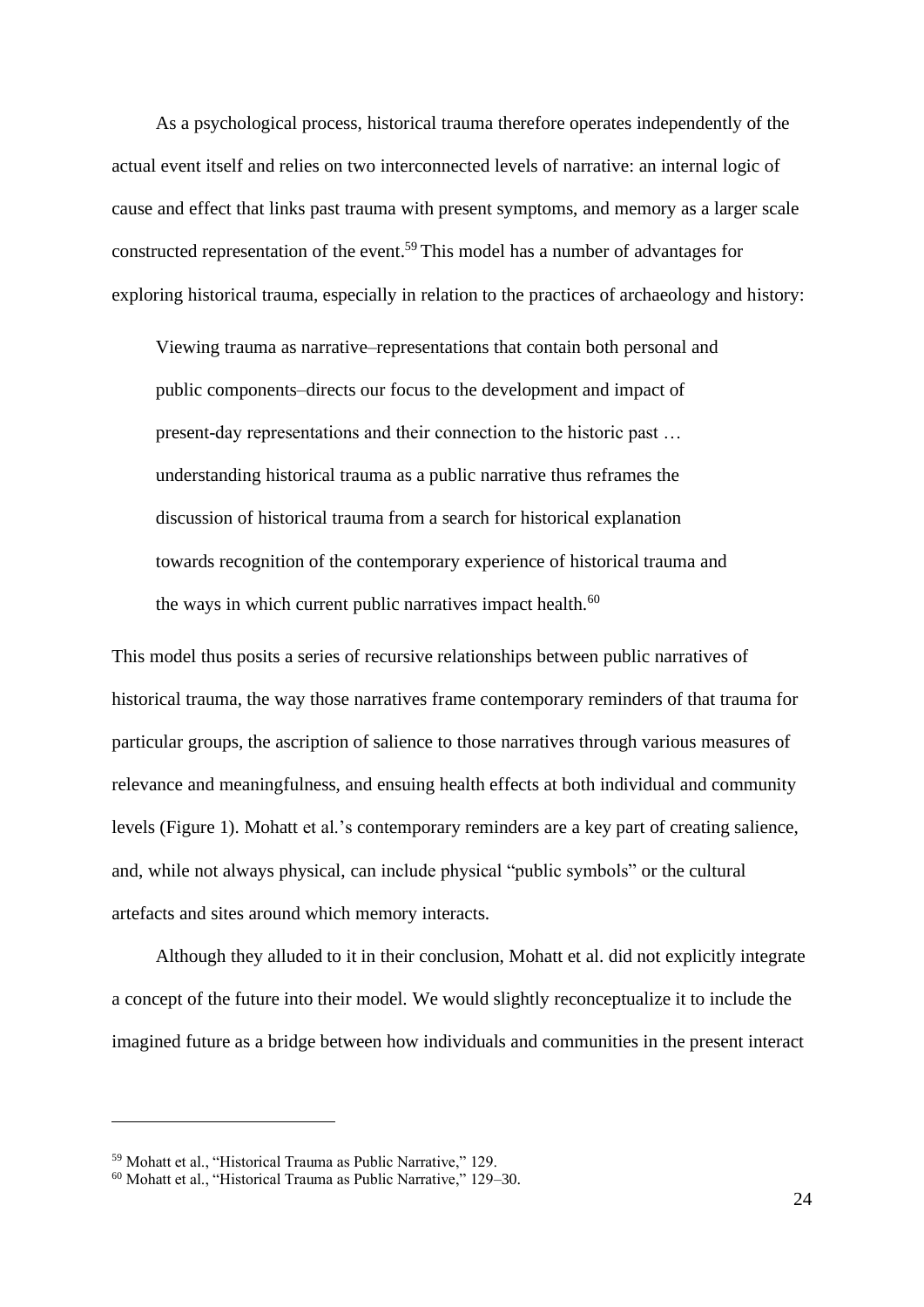As a psychological process, historical trauma therefore operates independently of the actual event itself and relies on two interconnected levels of narrative: an internal logic of cause and effect that links past trauma with present symptoms, and memory as a larger scale constructed representation of the event.[59] This model has a number of advantages for exploring historical trauma, especially in relation to the practices of archaeology and history:

> Viewing trauma as narrative–representations that contain both personal and public components–directs our focus to the development and impact of present-day representations and their connection to the historic past … understanding historical trauma as a public narrative thus reframes the discussion of historical trauma from a search for historical explanation towards recognition of the contemporary experience of historical trauma and the ways in which current public narratives impact health.[60]

This model thus posits a series of recursive relationships between public narratives of historical trauma, the way those narratives frame contemporary reminders of that trauma for particular groups, the ascription of salience to those narratives through various measures of relevance and meaningfulness, and ensuing health effects at both individual and community levels (Figure 1). Mohatt et al.'s contemporary reminders are a key part of creating salience, and, while not always physical, can include physical "public symbols" or the cultural artefacts and sites around which memory interacts.

Although they alluded to it in their conclusion, Mohatt et al. did not explicitly integrate a concept of the future into their model. We would slightly reconceptualize it to include the imagined future as a bridge between how individuals and communities in the present interact

---

[59] Mohatt et al., "Historical Trauma as Public Narrative," 129.

[60] Mohatt et al., "Historical Trauma as Public Narrative," 129–30.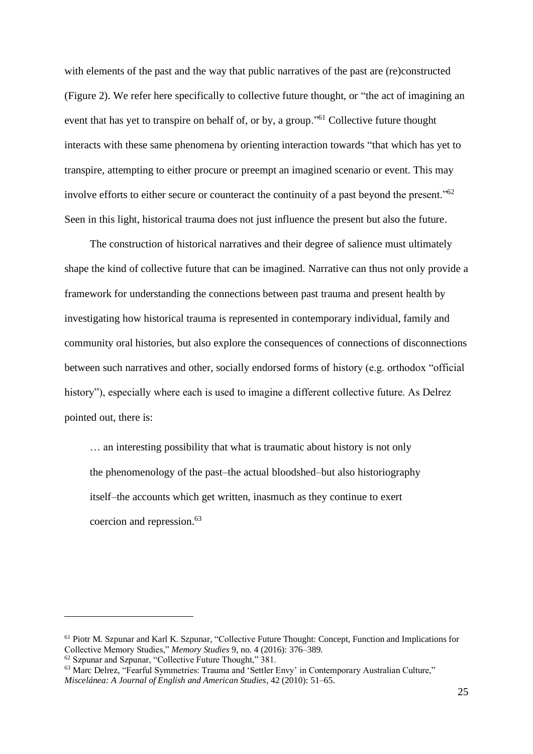with elements of the past and the way that public narratives of the past are (re)constructed (Figure 2). We refer here specifically to collective future thought, or "the act of imagining an event that has yet to transpire on behalf of, or by, a group."[61] Collective future thought interacts with these same phenomena by orienting interaction towards "that which has yet to transpire, attempting to either procure or preempt an imagined scenario or event. This may involve efforts to either secure or counteract the continuity of a past beyond the present."[62] Seen in this light, historical trauma does not just influence the present but also the future.

The construction of historical narratives and their degree of salience must ultimately shape the kind of collective future that can be imagined. Narrative can thus not only provide a framework for understanding the connections between past trauma and present health by investigating how historical trauma is represented in contemporary individual, family and community oral histories, but also explore the consequences of connections of disconnections between such narratives and other, socially endorsed forms of history (e.g. orthodox "official history"), especially where each is used to imagine a different collective future. As Delrez pointed out, there is:

> … an interesting possibility that what is traumatic about history is not only the phenomenology of the past–the actual bloodshed–but also historiography itself–the accounts which get written, inasmuch as they continue to exert coercion and repression.[63]

---

[61] Piotr M. Szpunar and Karl K. Szpunar, "Collective Future Thought: Concept, Function and Implications for Collective Memory Studies," *Memory Studies* 9, no. 4 (2016): 376–389.

[62] Szpunar and Szpunar, "Collective Future Thought," 381.

[63] Marc Delrez, "Fearful Symmetries: Trauma and 'Settler Envy' in Contemporary Australian Culture," *Miscelánea: A Journal of English and American Studies*, 42 (2010): 51–65.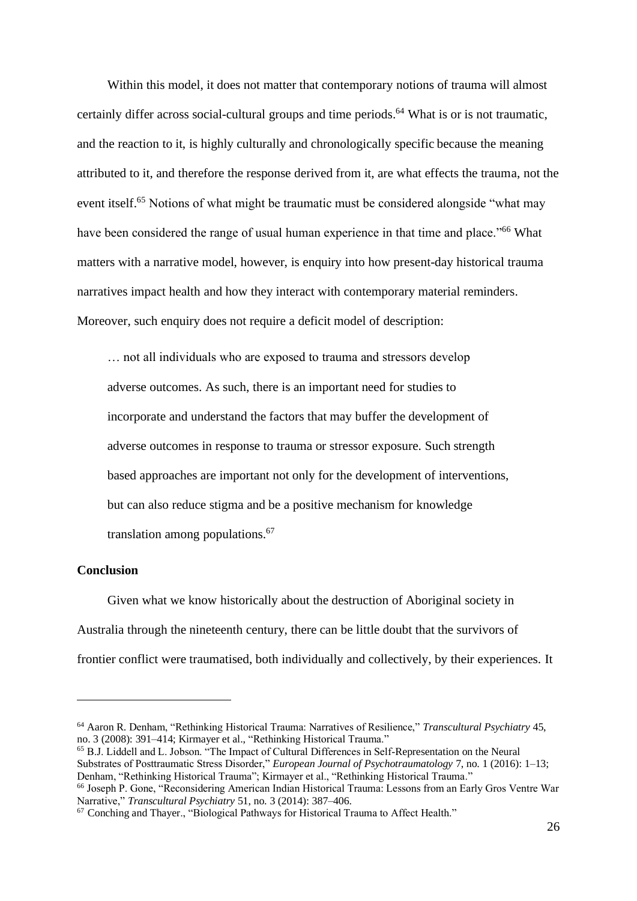Within this model, it does not matter that contemporary notions of trauma will almost certainly differ across social-cultural groups and time periods.[64] What is or is not traumatic, and the reaction to it, is highly culturally and chronologically specific because the meaning attributed to it, and therefore the response derived from it, are what effects the trauma, not the event itself.[65] Notions of what might be traumatic must be considered alongside "what may have been considered the range of usual human experience in that time and place."[66] What matters with a narrative model, however, is enquiry into how present-day historical trauma narratives impact health and how they interact with contemporary material reminders. Moreover, such enquiry does not require a deficit model of description:

> … not all individuals who are exposed to trauma and stressors develop adverse outcomes. As such, there is an important need for studies to incorporate and understand the factors that may buffer the development of adverse outcomes in response to trauma or stressor exposure. Such strength based approaches are important not only for the development of interventions, but can also reduce stigma and be a positive mechanism for knowledge translation among populations.[67]

**Conclusion**

Given what we know historically about the destruction of Aboriginal society in Australia through the nineteenth century, there can be little doubt that the survivors of frontier conflict were traumatised, both individually and collectively, by their experiences. It

---

[64] Aaron R. Denham, "Rethinking Historical Trauma: Narratives of Resilience," *Transcultural Psychiatry* 45, no. 3 (2008): 391–414; Kirmayer et al., "Rethinking Historical Trauma."

[65] B.J. Liddell and L. Jobson. "The Impact of Cultural Differences in Self-Representation on the Neural Substrates of Posttraumatic Stress Disorder," *European Journal of Psychotraumatology* 7, no. 1 (2016): 1–13; Denham, "Rethinking Historical Trauma"; Kirmayer et al., "Rethinking Historical Trauma."

[66] Joseph P. Gone, "Reconsidering American Indian Historical Trauma: Lessons from an Early Gros Ventre War Narrative," *Transcultural Psychiatry* 51, no. 3 (2014): 387–406.

[67] Conching and Thayer., "Biological Pathways for Historical Trauma to Affect Health."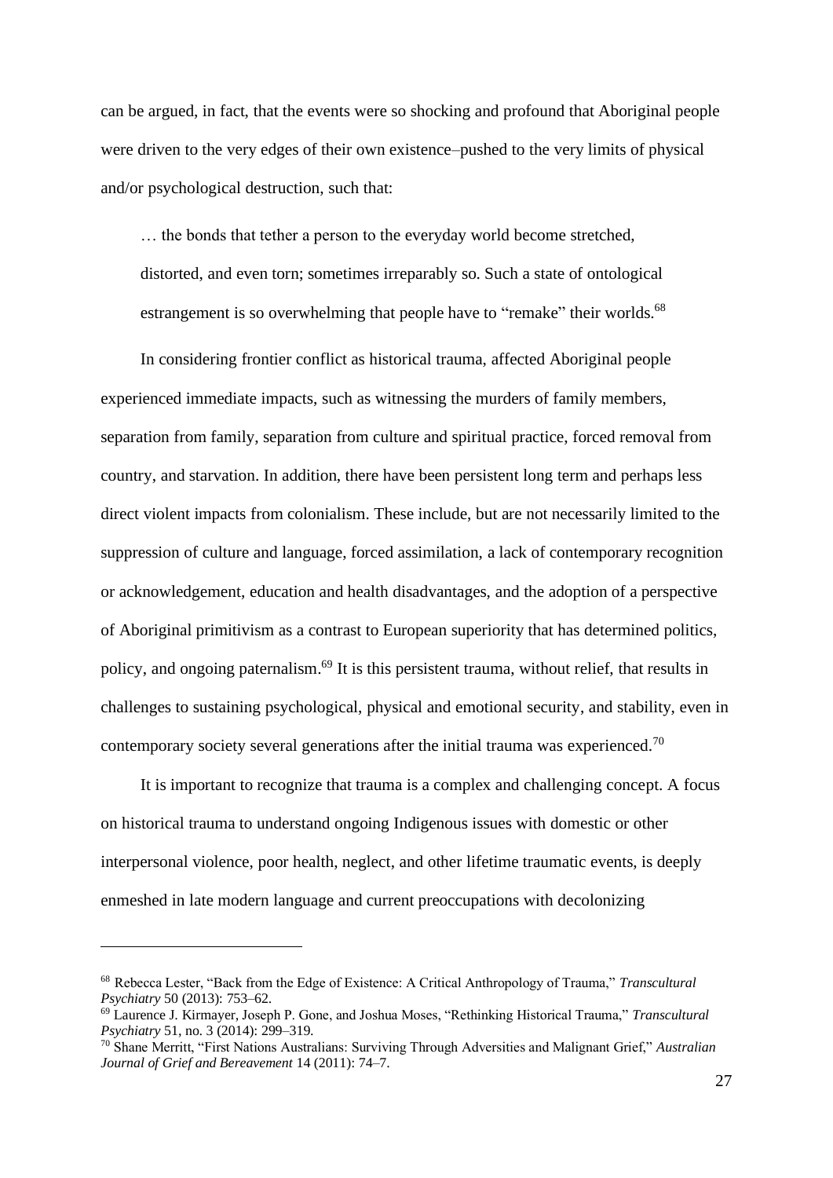can be argued, in fact, that the events were so shocking and profound that Aboriginal people were driven to the very edges of their own existence–pushed to the very limits of physical and/or psychological destruction, such that:

> … the bonds that tether a person to the everyday world become stretched, distorted, and even torn; sometimes irreparably so. Such a state of ontological estrangement is so overwhelming that people have to "remake" their worlds.[68]

In considering frontier conflict as historical trauma, affected Aboriginal people experienced immediate impacts, such as witnessing the murders of family members, separation from family, separation from culture and spiritual practice, forced removal from country, and starvation. In addition, there have been persistent long term and perhaps less direct violent impacts from colonialism. These include, but are not necessarily limited to the suppression of culture and language, forced assimilation, a lack of contemporary recognition or acknowledgement, education and health disadvantages, and the adoption of a perspective of Aboriginal primitivism as a contrast to European superiority that has determined politics, policy, and ongoing paternalism.[69] It is this persistent trauma, without relief, that results in challenges to sustaining psychological, physical and emotional security, and stability, even in contemporary society several generations after the initial trauma was experienced.[70]

It is important to recognize that trauma is a complex and challenging concept. A focus on historical trauma to understand ongoing Indigenous issues with domestic or other interpersonal violence, poor health, neglect, and other lifetime traumatic events, is deeply enmeshed in late modern language and current preoccupations with decolonizing

---

[68] Rebecca Lester, "Back from the Edge of Existence: A Critical Anthropology of Trauma," *Transcultural Psychiatry* 50 (2013): 753–62.

[69] Laurence J. Kirmayer, Joseph P. Gone, and Joshua Moses, "Rethinking Historical Trauma," *Transcultural Psychiatry* 51, no. 3 (2014): 299–319.

[70] Shane Merritt, "First Nations Australians: Surviving Through Adversities and Malignant Grief," *Australian Journal of Grief and Bereavement* 14 (2011): 74–7.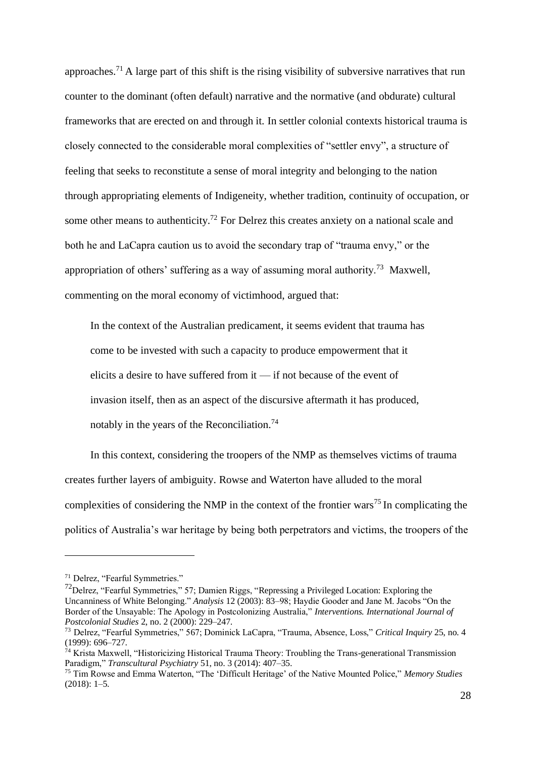approaches.[71] A large part of this shift is the rising visibility of subversive narratives that run counter to the dominant (often default) narrative and the normative (and obdurate) cultural frameworks that are erected on and through it. In settler colonial contexts historical trauma is closely connected to the considerable moral complexities of "settler envy", a structure of feeling that seeks to reconstitute a sense of moral integrity and belonging to the nation through appropriating elements of Indigeneity, whether tradition, continuity of occupation, or some other means to authenticity.[72] For Delrez this creates anxiety on a national scale and both he and LaCapra caution us to avoid the secondary trap of "trauma envy," or the appropriation of others' suffering as a way of assuming moral authority.[73] Maxwell, commenting on the moral economy of victimhood, argued that:

> In the context of the Australian predicament, it seems evident that trauma has come to be invested with such a capacity to produce empowerment that it elicits a desire to have suffered from it — if not because of the event of invasion itself, then as an aspect of the discursive aftermath it has produced, notably in the years of the Reconciliation.[74]

In this context, considering the troopers of the NMP as themselves victims of trauma creates further layers of ambiguity. Rowse and Waterton have alluded to the moral complexities of considering the NMP in the context of the frontier wars[75] In complicating the politics of Australia's war heritage by being both perpetrators and victims, the troopers of the

---

[71] Delrez, "Fearful Symmetries."

[72] Delrez, "Fearful Symmetries," 57; Damien Riggs, "Repressing a Privileged Location: Exploring the Uncanniness of White Belonging." *Analysis* 12 (2003): 83–98; Haydie Gooder and Jane M. Jacobs "On the Border of the Unsayable: The Apology in Postcolonizing Australia," *Interventions. International Journal of Postcolonial Studies* 2, no. 2 (2000): 229–247.

[73] Delrez, "Fearful Symmetries," 567; Dominick LaCapra, "Trauma, Absence, Loss," *Critical Inquiry* 25, no. 4 (1999): 696–727.

[74] Krista Maxwell, "Historicizing Historical Trauma Theory: Troubling the Trans-generational Transmission Paradigm," *Transcultural Psychiatry* 51, no. 3 (2014): 407–35.

[75] Tim Rowse and Emma Waterton, "The 'Difficult Heritage' of the Native Mounted Police," *Memory Studies* (2018): 1–5.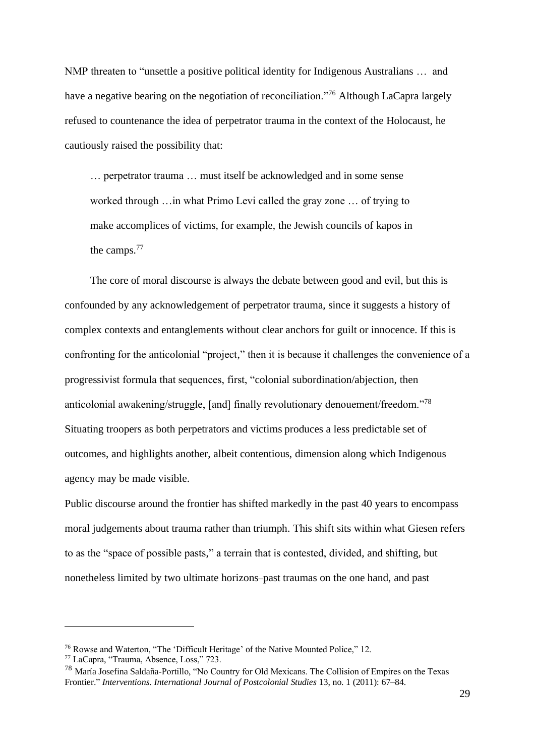NMP threaten to "unsettle a positive political identity for Indigenous Australians … and have a negative bearing on the negotiation of reconciliation."[76] Although LaCapra largely refused to countenance the idea of perpetrator trauma in the context of the Holocaust, he cautiously raised the possibility that:

> … perpetrator trauma … must itself be acknowledged and in some sense worked through …in what Primo Levi called the gray zone … of trying to make accomplices of victims, for example, the Jewish councils of kapos in the camps.[77]

The core of moral discourse is always the debate between good and evil, but this is confounded by any acknowledgement of perpetrator trauma, since it suggests a history of complex contexts and entanglements without clear anchors for guilt or innocence. If this is confronting for the anticolonial "project," then it is because it challenges the convenience of a progressivist formula that sequences, first, "colonial subordination/abjection, then anticolonial awakening/struggle, [and] finally revolutionary denouement/freedom."[78] Situating troopers as both perpetrators and victims produces a less predictable set of outcomes, and highlights another, albeit contentious, dimension along which Indigenous agency may be made visible.

Public discourse around the frontier has shifted markedly in the past 40 years to encompass moral judgements about trauma rather than triumph. This shift sits within what Giesen refers to as the "space of possible pasts," a terrain that is contested, divided, and shifting, but nonetheless limited by two ultimate horizons–past traumas on the one hand, and past

---

[76] Rowse and Waterton, "The 'Difficult Heritage' of the Native Mounted Police," 12.

[77] LaCapra, "Trauma, Absence, Loss," 723.

[78] María Josefina Saldaña-Portillo, "No Country for Old Mexicans. The Collision of Empires on the Texas Frontier." *Interventions. International Journal of Postcolonial Studies* 13, no. 1 (2011): 67–84.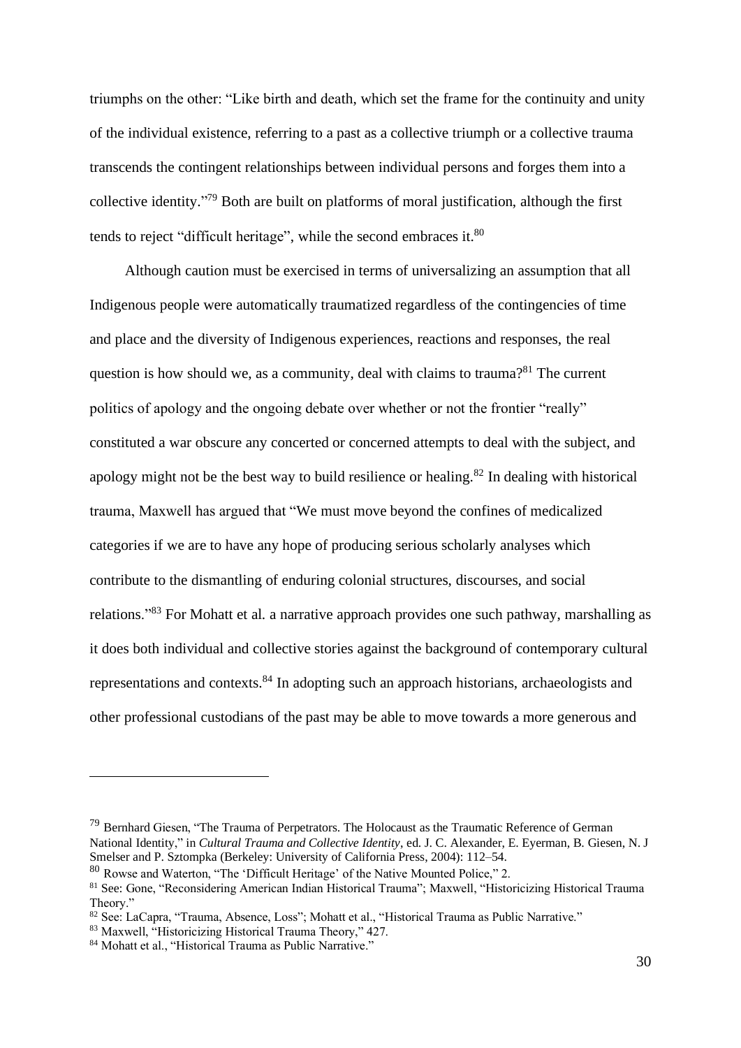triumphs on the other: "Like birth and death, which set the frame for the continuity and unity of the individual existence, referring to a past as a collective triumph or a collective trauma transcends the contingent relationships between individual persons and forges them into a collective identity."[79] Both are built on platforms of moral justification, although the first tends to reject "difficult heritage", while the second embraces it.[80]

Although caution must be exercised in terms of universalizing an assumption that all Indigenous people were automatically traumatized regardless of the contingencies of time and place and the diversity of Indigenous experiences, reactions and responses, the real question is how should we, as a community, deal with claims to trauma?[81] The current politics of apology and the ongoing debate over whether or not the frontier "really" constituted a war obscure any concerted or concerned attempts to deal with the subject, and apology might not be the best way to build resilience or healing.[82] In dealing with historical trauma, Maxwell has argued that "We must move beyond the confines of medicalized categories if we are to have any hope of producing serious scholarly analyses which contribute to the dismantling of enduring colonial structures, discourses, and social relations."[83] For Mohatt et al. a narrative approach provides one such pathway, marshalling as it does both individual and collective stories against the background of contemporary cultural representations and contexts.[84] In adopting such an approach historians, archaeologists and other professional custodians of the past may be able to move towards a more generous and

---

[79] Bernhard Giesen, "The Trauma of Perpetrators. The Holocaust as the Traumatic Reference of German National Identity," in *Cultural Trauma and Collective Identity*, ed. J. C. Alexander, E. Eyerman, B. Giesen, N. J Smelser and P. Sztompka (Berkeley: University of California Press, 2004): 112–54.

[80] Rowse and Waterton, "The 'Difficult Heritage' of the Native Mounted Police," 2.

[81] See: Gone, "Reconsidering American Indian Historical Trauma"; Maxwell, "Historicizing Historical Trauma Theory."

[82] See: LaCapra, "Trauma, Absence, Loss"; Mohatt et al., "Historical Trauma as Public Narrative."

[83] Maxwell, "Historicizing Historical Trauma Theory," 427.

[84] Mohatt et al., "Historical Trauma as Public Narrative."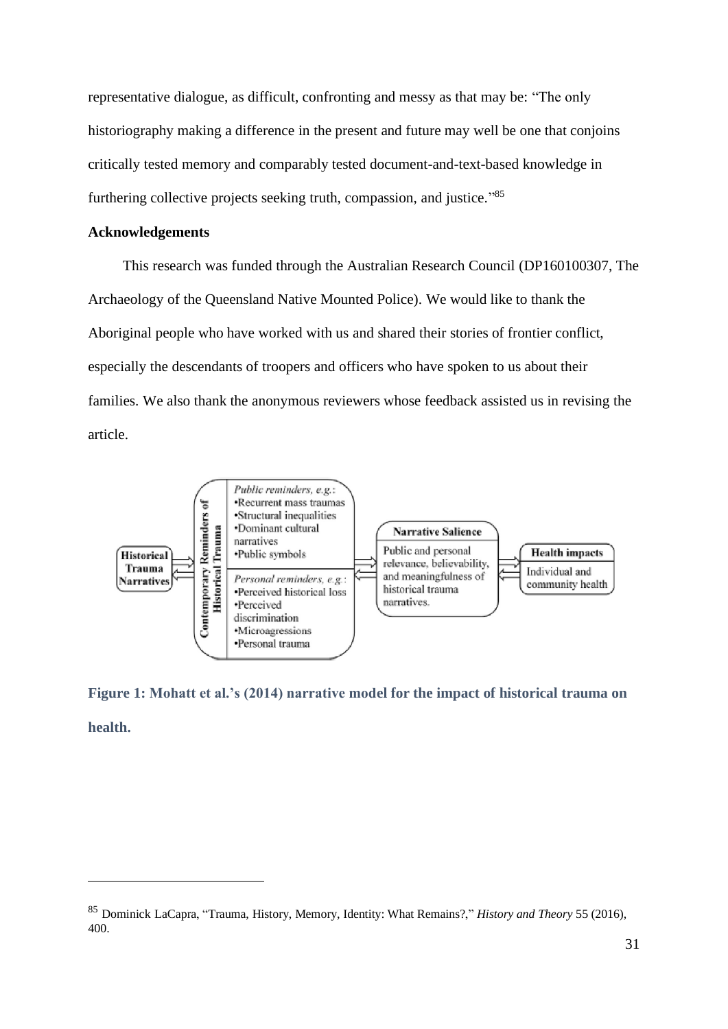representative dialogue, as difficult, confronting and messy as that may be: "The only historiography making a difference in the present and future may well be one that conjoins critically tested memory and comparably tested document-and-text-based knowledge in furthering collective projects seeking truth, compassion, and justice."[85]

**Acknowledgements**

This research was funded through the Australian Research Council (DP160100307, The Archaeology of the Queensland Native Mounted Police). We would like to thank the Aboriginal people who have worked with us and shared their stories of frontier conflict, especially the descendants of troopers and officers who have spoken to us about their families. We also thank the anonymous reviewers whose feedback assisted us in revising the article.

**Figure 1: Mohatt et al.'s (2014) narrative model for the impact of historical trauma on health.**

---

[85] Dominick LaCapra, "Trauma, History, Memory, Identity: What Remains?," *History and Theory* 55 (2016), 400.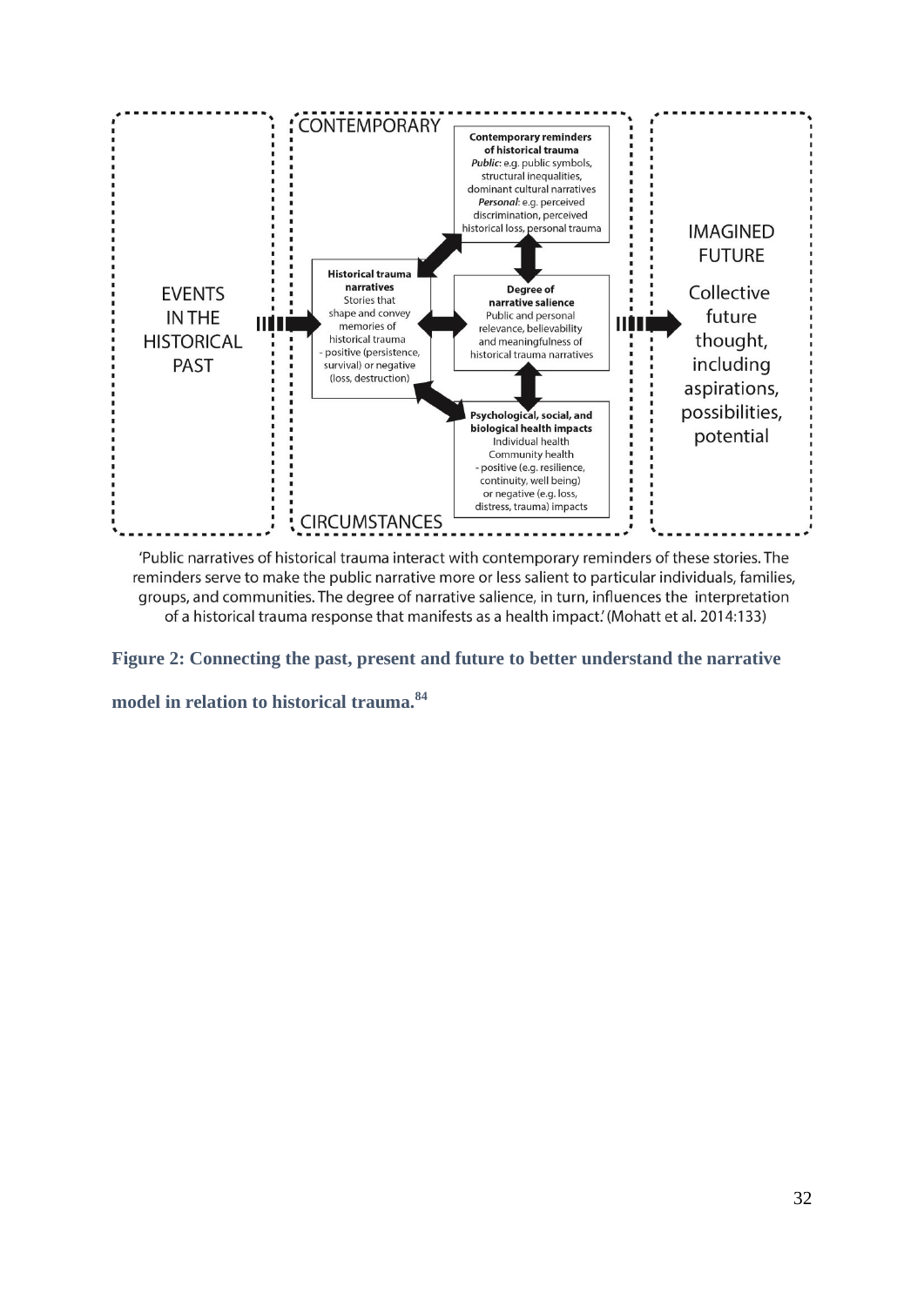EVENTS IN THE HISTORICAL PAST

CONTEMPORARY

Contemporary reminders of historical trauma
*Public*: e.g. public symbols, structural inequalities, dominant cultural narratives
*Personal*: e.g. perceived discrimination, perceived historical loss, personal trauma

Historical trauma narratives
Stories that shape and convey memories of historical trauma
- positive (persistence, survival) or negative (loss, destruction)

Degree of narrative salience
Public and personal relevance, believability and meaningfulness of historical trauma narratives

Psychological, social, and biological health impacts
Individual health
Community health
- positive (e.g. resilience, continuity, well being) or negative (e.g. loss, distress, trauma) impacts

CIRCUMSTANCES

IMAGINED FUTURE

Collective future thought, including aspirations, possibilities, potential

'Public narratives of historical trauma interact with contemporary reminders of these stories. The reminders serve to make the public narrative more or less salient to particular individuals, families, groups, and communities. The degree of narrative salience, in turn, influences the interpretation of a historical trauma response that manifests as a health impact.' (Mohatt et al. 2014:133)

**Figure 2: Connecting the past, present and future to better understand the narrative model in relation to historical trauma.**[84]